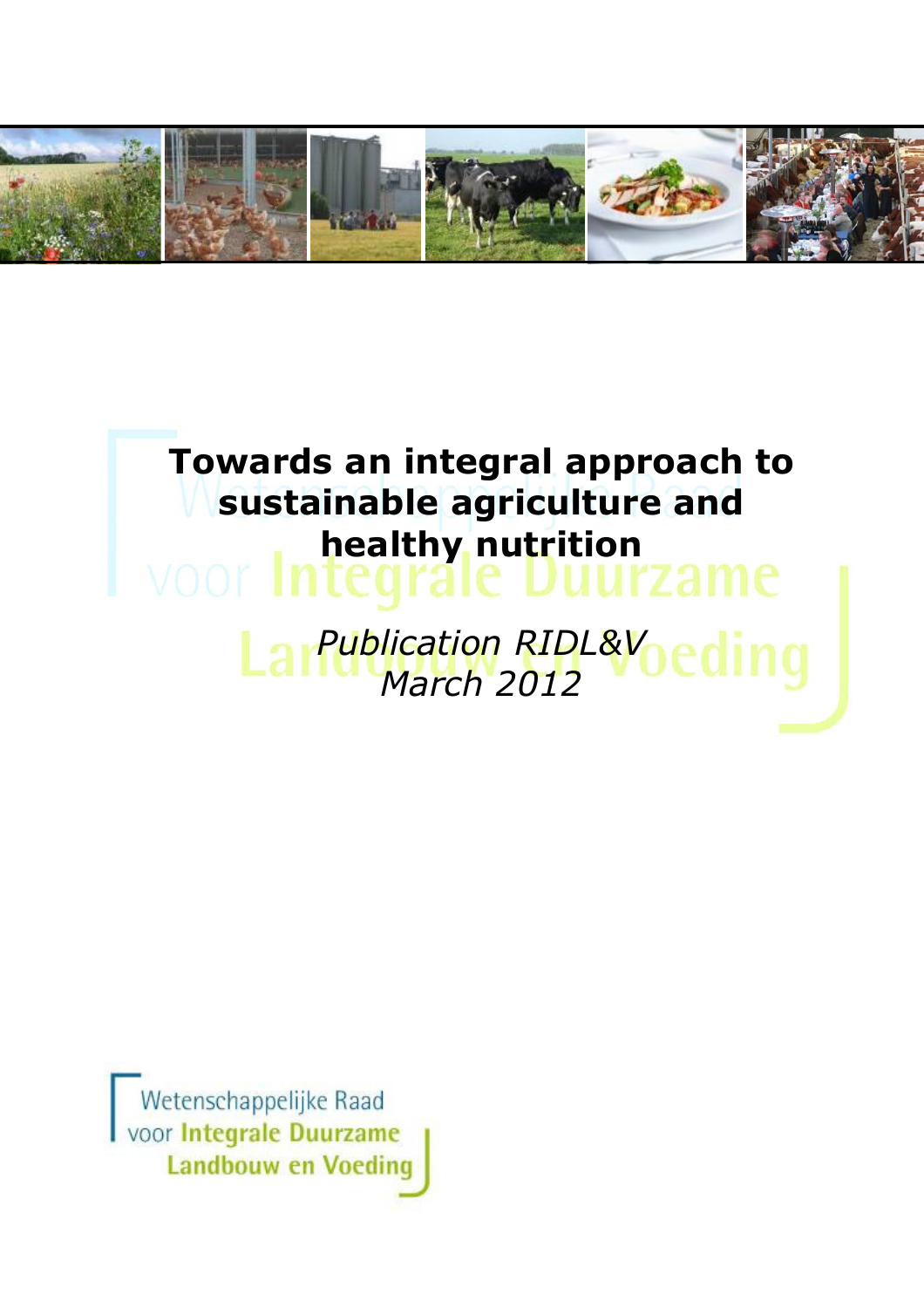# Towards an integral approach to sustainable agriculture and healthy nutrition

*Publication RIDL&V*
*March 2012*

Wetenschappelijke Raad
voor **Integrale Duurzame**
**Landbouw en Voeding**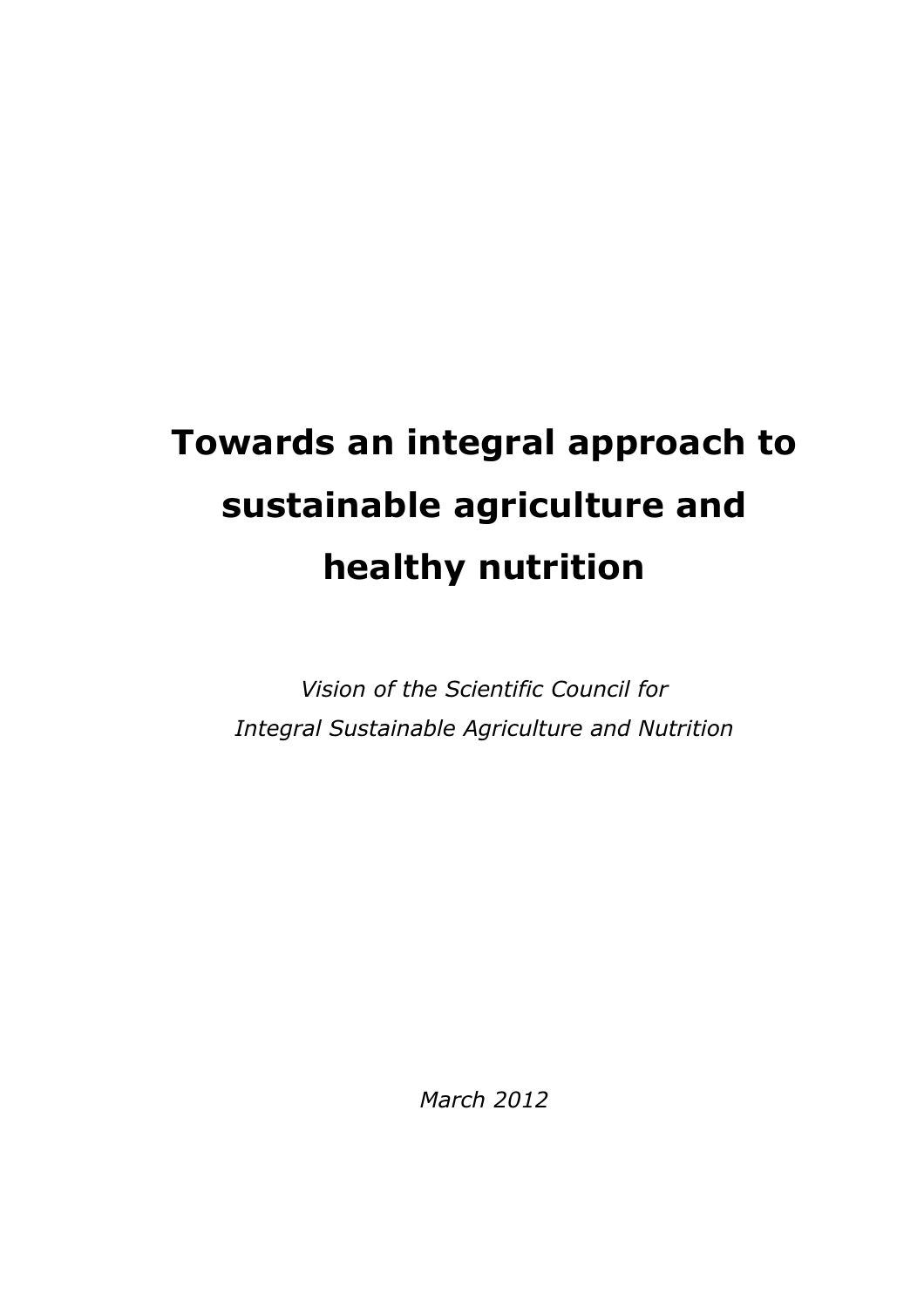# Towards an integral approach to sustainable agriculture and healthy nutrition

*Vision of the Scientific Council for Integral Sustainable Agriculture and Nutrition*

*March 2012*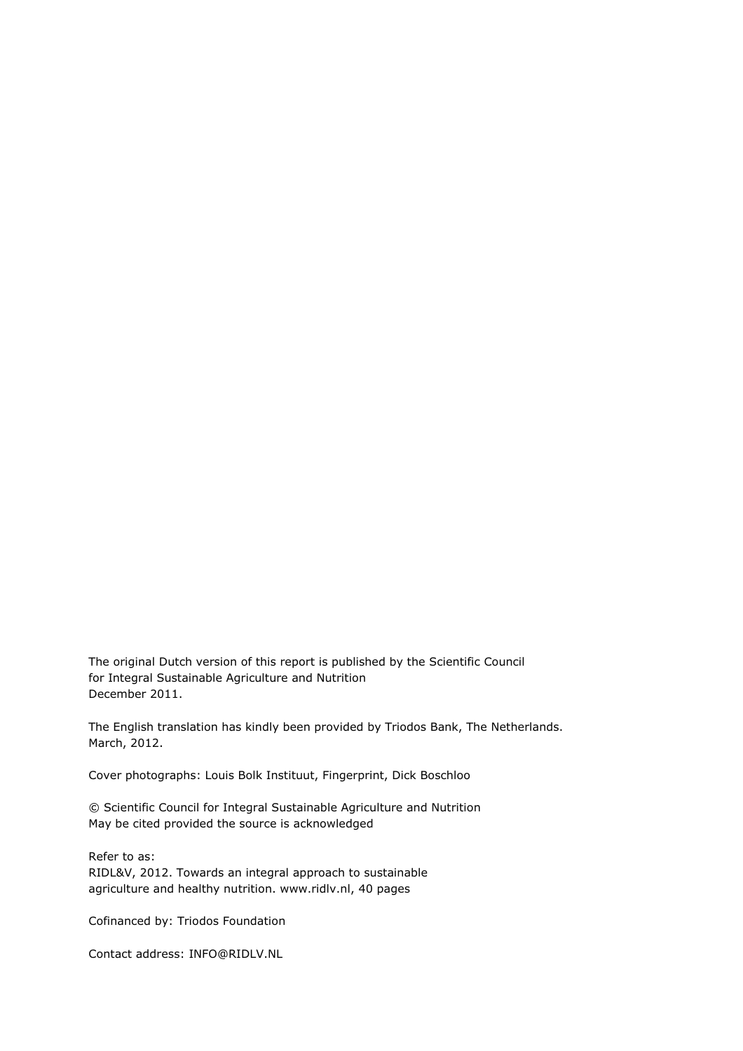The original Dutch version of this report is published by the Scientific Council for Integral Sustainable Agriculture and Nutrition
December 2011.

The English translation has kindly been provided by Triodos Bank, The Netherlands.
March, 2012.

Cover photographs: Louis Bolk Instituut, Fingerprint, Dick Boschloo

© Scientific Council for Integral Sustainable Agriculture and Nutrition
May be cited provided the source is acknowledged

Refer to as:
RIDL&V, 2012. Towards an integral approach to sustainable agriculture and healthy nutrition. www.ridlv.nl, 40 pages

Cofinanced by: Triodos Foundation

Contact address: INFO@RIDLV.NL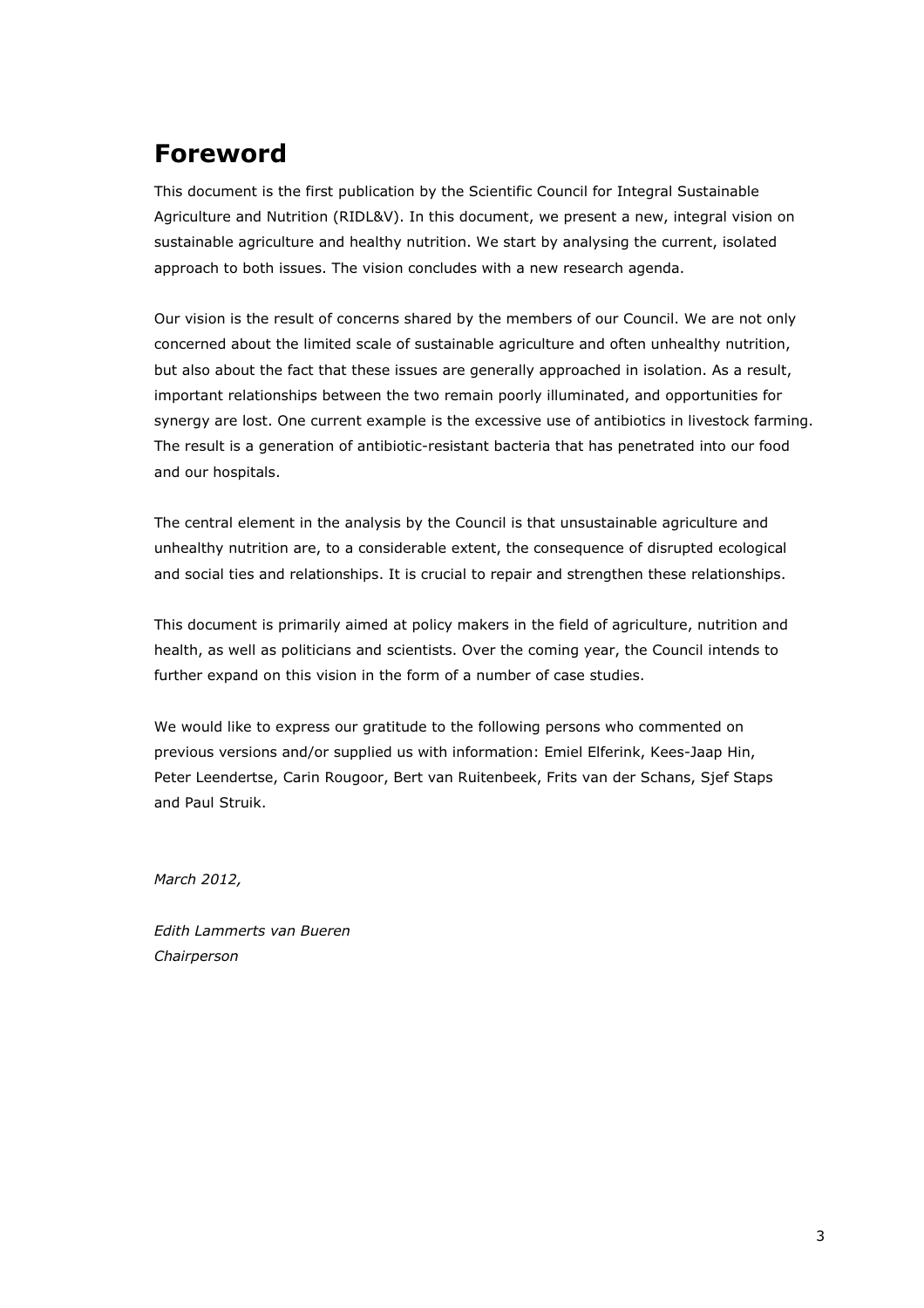# Foreword

This document is the first publication by the Scientific Council for Integral Sustainable Agriculture and Nutrition (RIDL&V). In this document, we present a new, integral vision on sustainable agriculture and healthy nutrition. We start by analysing the current, isolated approach to both issues. The vision concludes with a new research agenda.

Our vision is the result of concerns shared by the members of our Council. We are not only concerned about the limited scale of sustainable agriculture and often unhealthy nutrition, but also about the fact that these issues are generally approached in isolation. As a result, important relationships between the two remain poorly illuminated, and opportunities for synergy are lost. One current example is the excessive use of antibiotics in livestock farming. The result is a generation of antibiotic-resistant bacteria that has penetrated into our food and our hospitals.

The central element in the analysis by the Council is that unsustainable agriculture and unhealthy nutrition are, to a considerable extent, the consequence of disrupted ecological and social ties and relationships. It is crucial to repair and strengthen these relationships.

This document is primarily aimed at policy makers in the field of agriculture, nutrition and health, as well as politicians and scientists. Over the coming year, the Council intends to further expand on this vision in the form of a number of case studies.

We would like to express our gratitude to the following persons who commented on previous versions and/or supplied us with information: Emiel Elferink, Kees-Jaap Hin, Peter Leendertse, Carin Rougoor, Bert van Ruitenbeek, Frits van der Schans, Sjef Staps and Paul Struik.

*March 2012,*

*Edith Lammerts van Bueren*
*Chairperson*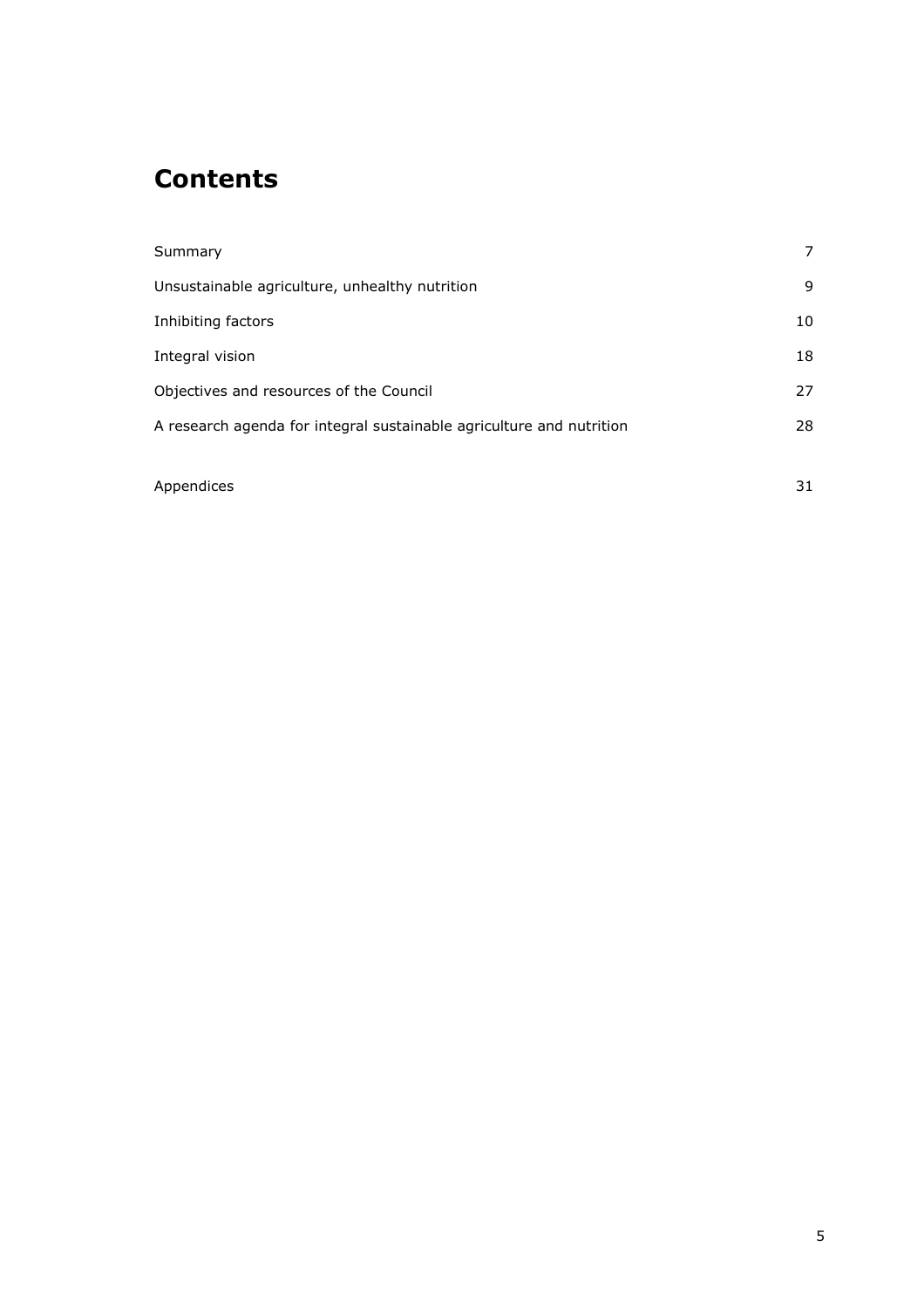# Contents

| | |
|---|---|
| Summary | 7 |
| Unsustainable agriculture, unhealthy nutrition | 9 |
| Inhibiting factors | 10 |
| Integral vision | 18 |
| Objectives and resources of the Council | 27 |
| A research agenda for integral sustainable agriculture and nutrition | 28 |
| | |
| Appendices | 31 |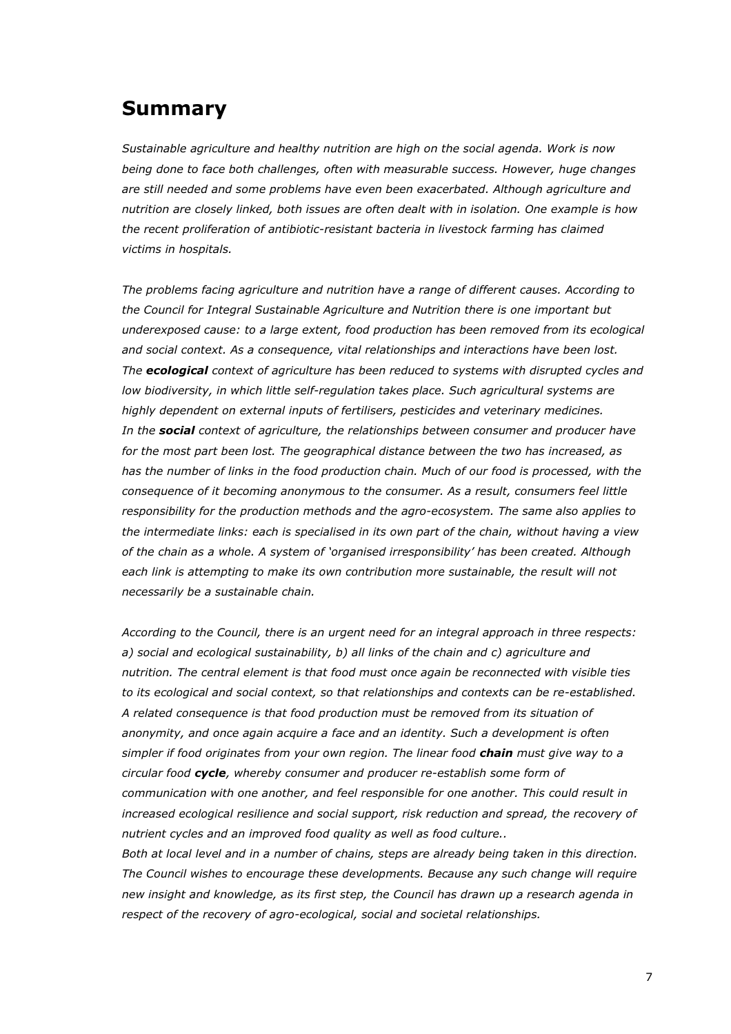## Summary

*Sustainable agriculture and healthy nutrition are high on the social agenda. Work is now being done to face both challenges, often with measurable success. However, huge changes are still needed and some problems have even been exacerbated. Although agriculture and nutrition are closely linked, both issues are often dealt with in isolation. One example is how the recent proliferation of antibiotic-resistant bacteria in livestock farming has claimed victims in hospitals.*

*The problems facing agriculture and nutrition have a range of different causes. According to the Council for Integral Sustainable Agriculture and Nutrition there is one important but underexposed cause: to a large extent, food production has been removed from its ecological and social context. As a consequence, vital relationships and interactions have been lost. The* ***ecological*** *context of agriculture has been reduced to systems with disrupted cycles and low biodiversity, in which little self-regulation takes place. Such agricultural systems are highly dependent on external inputs of fertilisers, pesticides and veterinary medicines. In the* ***social*** *context of agriculture, the relationships between consumer and producer have for the most part been lost. The geographical distance between the two has increased, as has the number of links in the food production chain. Much of our food is processed, with the consequence of it becoming anonymous to the consumer. As a result, consumers feel little responsibility for the production methods and the agro-ecosystem. The same also applies to the intermediate links: each is specialised in its own part of the chain, without having a view of the chain as a whole. A system of 'organised irresponsibility' has been created. Although each link is attempting to make its own contribution more sustainable, the result will not necessarily be a sustainable chain.*

*According to the Council, there is an urgent need for an integral approach in three respects: a) social and ecological sustainability, b) all links of the chain and c) agriculture and nutrition. The central element is that food must once again be reconnected with visible ties to its ecological and social context, so that relationships and contexts can be re-established. A related consequence is that food production must be removed from its situation of anonymity, and once again acquire a face and an identity. Such a development is often simpler if food originates from your own region. The linear food* ***chain*** *must give way to a circular food* ***cycle****, whereby consumer and producer re-establish some form of communication with one another, and feel responsible for one another. This could result in increased ecological resilience and social support, risk reduction and spread, the recovery of nutrient cycles and an improved food quality as well as food culture..*

*Both at local level and in a number of chains, steps are already being taken in this direction. The Council wishes to encourage these developments. Because any such change will require new insight and knowledge, as its first step, the Council has drawn up a research agenda in respect of the recovery of agro-ecological, social and societal relationships.*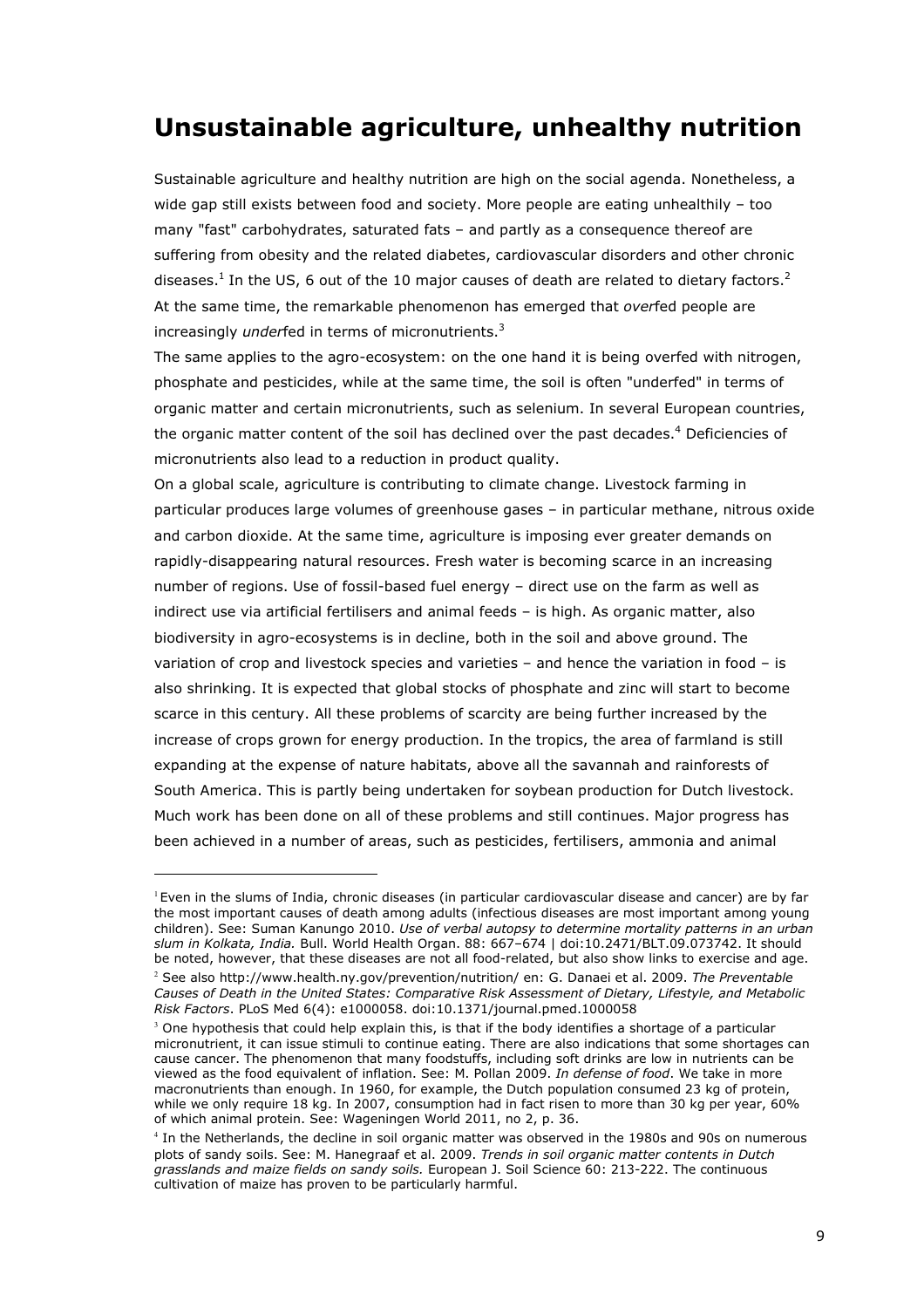# Unsustainable agriculture, unhealthy nutrition

Sustainable agriculture and healthy nutrition are high on the social agenda. Nonetheless, a wide gap still exists between food and society. More people are eating unhealthily – too many "fast" carbohydrates, saturated fats – and partly as a consequence thereof are suffering from obesity and the related diabetes, cardiovascular disorders and other chronic diseases.[1] In the US, 6 out of the 10 major causes of death are related to dietary factors.[2] At the same time, the remarkable phenomenon has emerged that *over*fed people are increasingly *under*fed in terms of micronutrients.[3]

The same applies to the agro-ecosystem: on the one hand it is being overfed with nitrogen, phosphate and pesticides, while at the same time, the soil is often "underfed" in terms of organic matter and certain micronutrients, such as selenium. In several European countries, the organic matter content of the soil has declined over the past decades.[4] Deficiencies of micronutrients also lead to a reduction in product quality.

On a global scale, agriculture is contributing to climate change. Livestock farming in particular produces large volumes of greenhouse gases – in particular methane, nitrous oxide and carbon dioxide. At the same time, agriculture is imposing ever greater demands on rapidly-disappearing natural resources. Fresh water is becoming scarce in an increasing number of regions. Use of fossil-based fuel energy – direct use on the farm as well as indirect use via artificial fertilisers and animal feeds – is high. As organic matter, also biodiversity in agro-ecosystems is in decline, both in the soil and above ground. The variation of crop and livestock species and varieties – and hence the variation in food – is also shrinking. It is expected that global stocks of phosphate and zinc will start to become scarce in this century. All these problems of scarcity are being further increased by the increase of crops grown for energy production. In the tropics, the area of farmland is still expanding at the expense of nature habitats, above all the savannah and rainforests of South America. This is partly being undertaken for soybean production for Dutch livestock. Much work has been done on all of these problems and still continues. Major progress has been achieved in a number of areas, such as pesticides, fertilisers, ammonia and animal

---

[1] Even in the slums of India, chronic diseases (in particular cardiovascular disease and cancer) are by far the most important causes of death among adults (infectious diseases are most important among young children). See: Suman Kanungo 2010. *Use of verbal autopsy to determine mortality patterns in an urban slum in Kolkata, India.* Bull. World Health Organ. 88: 667–674 | doi:10.2471/BLT.09.073742. It should be noted, however, that these diseases are not all food-related, but also show links to exercise and age.

[2] See also http://www.health.ny.gov/prevention/nutrition/ en: G. Danaei et al. 2009. *The Preventable Causes of Death in the United States: Comparative Risk Assessment of Dietary, Lifestyle, and Metabolic Risk Factors*. PLoS Med 6(4): e1000058. doi:10.1371/journal.pmed.1000058

[3] One hypothesis that could help explain this, is that if the body identifies a shortage of a particular micronutrient, it can issue stimuli to continue eating. There are also indications that some shortages can cause cancer. The phenomenon that many foodstuffs, including soft drinks are low in nutrients can be viewed as the food equivalent of inflation. See: M. Pollan 2009. *In defense of food*. We take in more macronutrients than enough. In 1960, for example, the Dutch population consumed 23 kg of protein, while we only require 18 kg. In 2007, consumption had in fact risen to more than 30 kg per year, 60% of which animal protein. See: Wageningen World 2011, no 2, p. 36.

[4] In the Netherlands, the decline in soil organic matter was observed in the 1980s and 90s on numerous plots of sandy soils. See: M. Hanegraaf et al. 2009. *Trends in soil organic matter contents in Dutch grasslands and maize fields on sandy soils.* European J. Soil Science 60: 213-222. The continuous cultivation of maize has proven to be particularly harmful.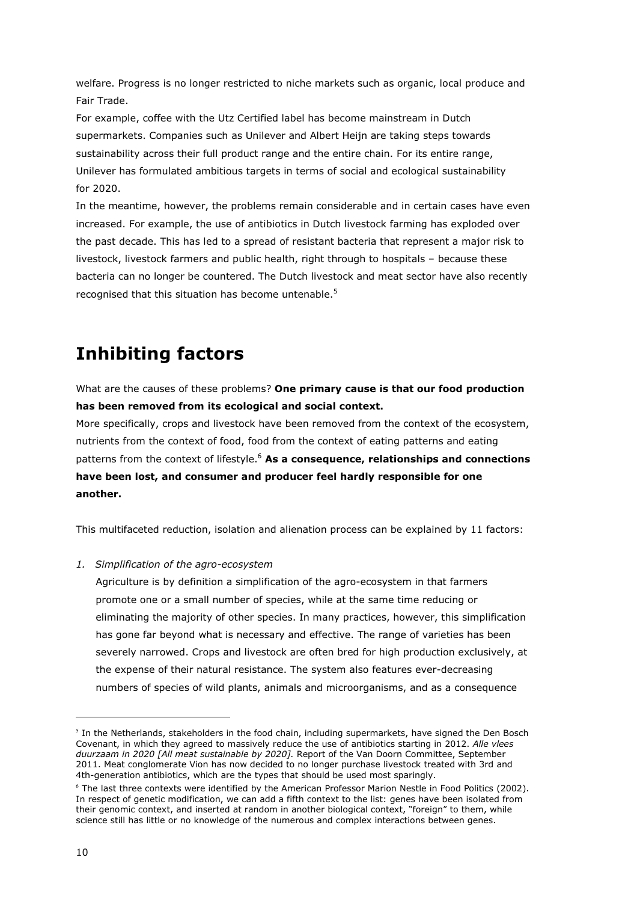welfare. Progress is no longer restricted to niche markets such as organic, local produce and Fair Trade.

For example, coffee with the Utz Certified label has become mainstream in Dutch supermarkets. Companies such as Unilever and Albert Heijn are taking steps towards sustainability across their full product range and the entire chain. For its entire range, Unilever has formulated ambitious targets in terms of social and ecological sustainability for 2020.

In the meantime, however, the problems remain considerable and in certain cases have even increased. For example, the use of antibiotics in Dutch livestock farming has exploded over the past decade. This has led to a spread of resistant bacteria that represent a major risk to livestock, livestock farmers and public health, right through to hospitals – because these bacteria can no longer be countered. The Dutch livestock and meat sector have also recently recognised that this situation has become untenable.[5]

# Inhibiting factors

What are the causes of these problems? **One primary cause is that our food production has been removed from its ecological and social context.**

More specifically, crops and livestock have been removed from the context of the ecosystem, nutrients from the context of food, food from the context of eating patterns and eating patterns from the context of lifestyle.[6] **As a consequence, relationships and connections have been lost, and consumer and producer feel hardly responsible for one another.**

This multifaceted reduction, isolation and alienation process can be explained by 11 factors:

1. *Simplification of the agro-ecosystem*

   Agriculture is by definition a simplification of the agro-ecosystem in that farmers promote one or a small number of species, while at the same time reducing or eliminating the majority of other species. In many practices, however, this simplification has gone far beyond what is necessary and effective. The range of varieties has been severely narrowed. Crops and livestock are often bred for high production exclusively, at the expense of their natural resistance. The system also features ever-decreasing numbers of species of wild plants, animals and microorganisms, and as a consequence

---

[5] In the Netherlands, stakeholders in the food chain, including supermarkets, have signed the Den Bosch Covenant, in which they agreed to massively reduce the use of antibiotics starting in 2012. *Alle vlees duurzaam in 2020 [All meat sustainable by 2020].* Report of the Van Doorn Committee, September 2011. Meat conglomerate Vion has now decided to no longer purchase livestock treated with 3rd and 4th-generation antibiotics, which are the types that should be used most sparingly.

[6] The last three contexts were identified by the American Professor Marion Nestle in Food Politics (2002). In respect of genetic modification, we can add a fifth context to the list: genes have been isolated from their genomic context, and inserted at random in another biological context, "foreign" to them, while science still has little or no knowledge of the numerous and complex interactions between genes.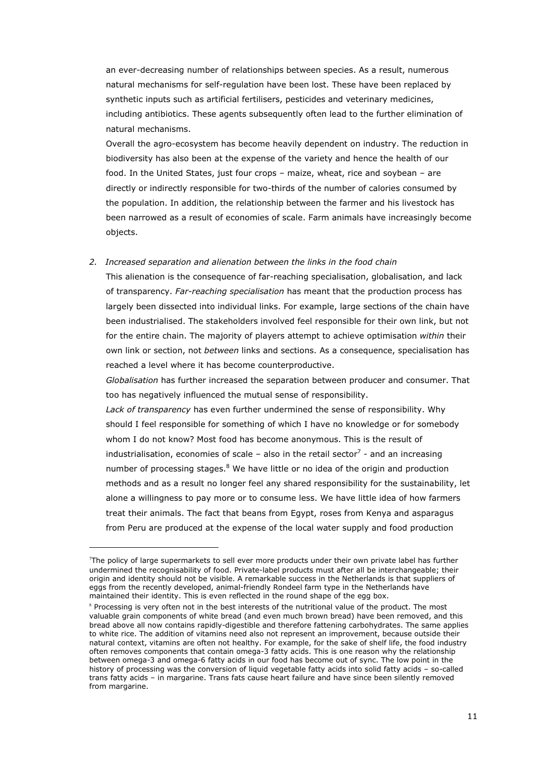an ever-decreasing number of relationships between species. As a result, numerous natural mechanisms for self-regulation have been lost. These have been replaced by synthetic inputs such as artificial fertilisers, pesticides and veterinary medicines, including antibiotics. These agents subsequently often lead to the further elimination of natural mechanisms.

Overall the agro-ecosystem has become heavily dependent on industry. The reduction in biodiversity has also been at the expense of the variety and hence the health of our food. In the United States, just four crops – maize, wheat, rice and soybean – are directly or indirectly responsible for two-thirds of the number of calories consumed by the population. In addition, the relationship between the farmer and his livestock has been narrowed as a result of economies of scale. Farm animals have increasingly become objects.

2. *Increased separation and alienation between the links in the food chain*

This alienation is the consequence of far-reaching specialisation, globalisation, and lack of transparency. *Far-reaching specialisation* has meant that the production process has largely been dissected into individual links. For example, large sections of the chain have been industrialised. The stakeholders involved feel responsible for their own link, but not for the entire chain. The majority of players attempt to achieve optimisation *within* their own link or section, not *between* links and sections. As a consequence, specialisation has reached a level where it has become counterproductive.

*Globalisation* has further increased the separation between producer and consumer. That too has negatively influenced the mutual sense of responsibility.

*Lack of transparency* has even further undermined the sense of responsibility. Why should I feel responsible for something of which I have no knowledge or for somebody whom I do not know? Most food has become anonymous. This is the result of industrialisation, economies of scale – also in the retail sector[7] - and an increasing number of processing stages.[8] We have little or no idea of the origin and production methods and as a result no longer feel any shared responsibility for the sustainability, let alone a willingness to pay more or to consume less. We have little idea of how farmers treat their animals. The fact that beans from Egypt, roses from Kenya and asparagus from Peru are produced at the expense of the local water supply and food production

---

[7] The policy of large supermarkets to sell ever more products under their own private label has further undermined the recognisability of food. Private-label products must after all be interchangeable; their origin and identity should not be visible. A remarkable success in the Netherlands is that suppliers of eggs from the recently developed, animal-friendly Rondeel farm type in the Netherlands have maintained their identity. This is even reflected in the round shape of the egg box.

[8] Processing is very often not in the best interests of the nutritional value of the product. The most valuable grain components of white bread (and even much brown bread) have been removed, and this bread above all now contains rapidly-digestible and therefore fattening carbohydrates. The same applies to white rice. The addition of vitamins need also not represent an improvement, because outside their natural context, vitamins are often not healthy. For example, for the sake of shelf life, the food industry often removes components that contain omega-3 fatty acids. This is one reason why the relationship between omega-3 and omega-6 fatty acids in our food has become out of sync. The low point in the history of processing was the conversion of liquid vegetable fatty acids into solid fatty acids – so-called trans fatty acids – in margarine. Trans fats cause heart failure and have since been silently removed from margarine.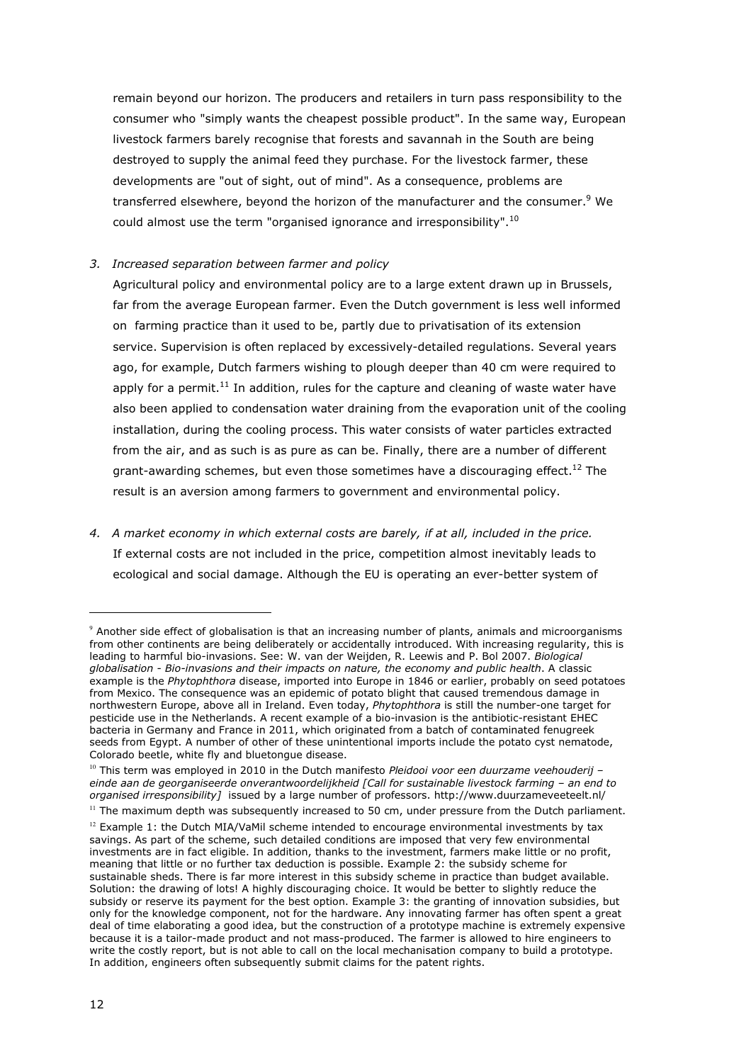remain beyond our horizon. The producers and retailers in turn pass responsibility to the consumer who "simply wants the cheapest possible product". In the same way, European livestock farmers barely recognise that forests and savannah in the South are being destroyed to supply the animal feed they purchase. For the livestock farmer, these developments are "out of sight, out of mind". As a consequence, problems are transferred elsewhere, beyond the horizon of the manufacturer and the consumer.[9] We could almost use the term "organised ignorance and irresponsibility".[10]

3. *Increased separation between farmer and policy*

   Agricultural policy and environmental policy are to a large extent drawn up in Brussels, far from the average European farmer. Even the Dutch government is less well informed on farming practice than it used to be, partly due to privatisation of its extension service. Supervision is often replaced by excessively-detailed regulations. Several years ago, for example, Dutch farmers wishing to plough deeper than 40 cm were required to apply for a permit.[11] In addition, rules for the capture and cleaning of waste water have also been applied to condensation water draining from the evaporation unit of the cooling installation, during the cooling process. This water consists of water particles extracted from the air, and as such is as pure as can be. Finally, there are a number of different grant-awarding schemes, but even those sometimes have a discouraging effect.[12] The result is an aversion among farmers to government and environmental policy.

4. *A market economy in which external costs are barely, if at all, included in the price.*

   If external costs are not included in the price, competition almost inevitably leads to ecological and social damage. Although the EU is operating an ever-better system of

---

[9] Another side effect of globalisation is that an increasing number of plants, animals and microorganisms from other continents are being deliberately or accidentally introduced. With increasing regularity, this is leading to harmful bio-invasions. See: W. van der Weijden, R. Leewis and P. Bol 2007. *Biological globalisation - Bio-invasions and their impacts on nature, the economy and public health*. A classic example is the *Phytophthora* disease, imported into Europe in 1846 or earlier, probably on seed potatoes from Mexico. The consequence was an epidemic of potato blight that caused tremendous damage in northwestern Europe, above all in Ireland. Even today, *Phytophthora* is still the number-one target for pesticide use in the Netherlands. A recent example of a bio-invasion is the antibiotic-resistant EHEC bacteria in Germany and France in 2011, which originated from a batch of contaminated fenugreek seeds from Egypt. A number of other of these unintentional imports include the potato cyst nematode, Colorado beetle, white fly and bluetongue disease.

[10] This term was employed in 2010 in the Dutch manifesto *Pleidooi voor een duurzame veehouderij – einde aan de georganiseerde onverantwoordelijkheid [Call for sustainable livestock farming – an end to organised irresponsibility]* issued by a large number of professors. http://www.duurzameveeteelt.nl/

[11] The maximum depth was subsequently increased to 50 cm, under pressure from the Dutch parliament.

[12] Example 1: the Dutch MIA/VaMil scheme intended to encourage environmental investments by tax savings. As part of the scheme, such detailed conditions are imposed that very few environmental investments are in fact eligible. In addition, thanks to the investment, farmers make little or no profit, meaning that little or no further tax deduction is possible. Example 2: the subsidy scheme for sustainable sheds. There is far more interest in this subsidy scheme in practice than budget available. Solution: the drawing of lots! A highly discouraging choice. It would be better to slightly reduce the subsidy or reserve its payment for the best option. Example 3: the granting of innovation subsidies, but only for the knowledge component, not for the hardware. Any innovating farmer has often spent a great deal of time elaborating a good idea, but the construction of a prototype machine is extremely expensive because it is a tailor-made product and not mass-produced. The farmer is allowed to hire engineers to write the costly report, but is not able to call on the local mechanisation company to build a prototype. In addition, engineers often subsequently submit claims for the patent rights.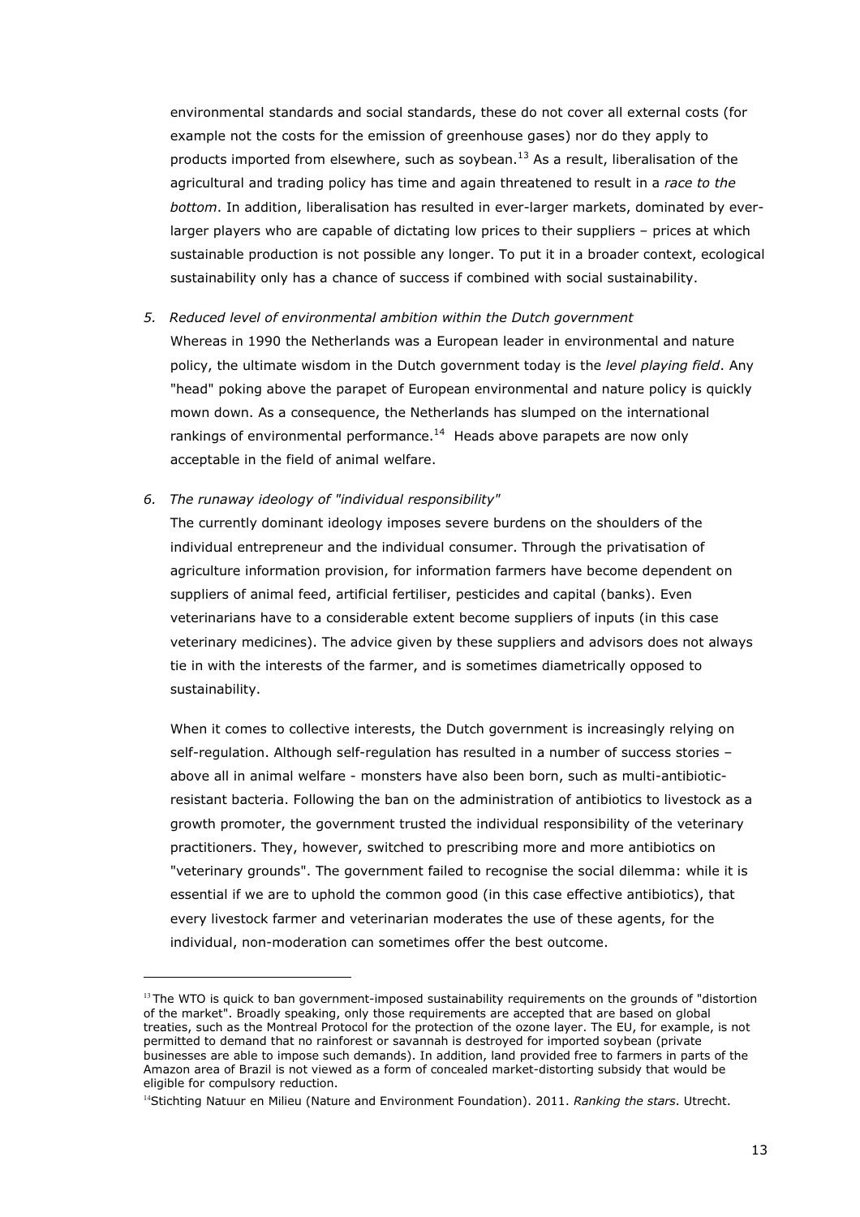environmental standards and social standards, these do not cover all external costs (for example not the costs for the emission of greenhouse gases) nor do they apply to products imported from elsewhere, such as soybean.[13] As a result, liberalisation of the agricultural and trading policy has time and again threatened to result in a *race to the bottom*. In addition, liberalisation has resulted in ever-larger markets, dominated by ever-larger players who are capable of dictating low prices to their suppliers – prices at which sustainable production is not possible any longer. To put it in a broader context, ecological sustainability only has a chance of success if combined with social sustainability.

5. *Reduced level of environmental ambition within the Dutch government*

   Whereas in 1990 the Netherlands was a European leader in environmental and nature policy, the ultimate wisdom in the Dutch government today is the *level playing field*. Any "head" poking above the parapet of European environmental and nature policy is quickly mown down. As a consequence, the Netherlands has slumped on the international rankings of environmental performance.[14] Heads above parapets are now only acceptable in the field of animal welfare.

6. *The runaway ideology of "individual responsibility"*

   The currently dominant ideology imposes severe burdens on the shoulders of the individual entrepreneur and the individual consumer. Through the privatisation of agriculture information provision, for information farmers have become dependent on suppliers of animal feed, artificial fertiliser, pesticides and capital (banks). Even veterinarians have to a considerable extent become suppliers of inputs (in this case veterinary medicines). The advice given by these suppliers and advisors does not always tie in with the interests of the farmer, and is sometimes diametrically opposed to sustainability.

   When it comes to collective interests, the Dutch government is increasingly relying on self-regulation. Although self-regulation has resulted in a number of success stories – above all in animal welfare - monsters have also been born, such as multi-antibiotic-resistant bacteria. Following the ban on the administration of antibiotics to livestock as a growth promoter, the government trusted the individual responsibility of the veterinary practitioners. They, however, switched to prescribing more and more antibiotics on "veterinary grounds". The government failed to recognise the social dilemma: while it is essential if we are to uphold the common good (in this case effective antibiotics), that every livestock farmer and veterinarian moderates the use of these agents, for the individual, non-moderation can sometimes offer the best outcome.

---

[13] The WTO is quick to ban government-imposed sustainability requirements on the grounds of "distortion of the market". Broadly speaking, only those requirements are accepted that are based on global treaties, such as the Montreal Protocol for the protection of the ozone layer. The EU, for example, is not permitted to demand that no rainforest or savannah is destroyed for imported soybean (private businesses are able to impose such demands). In addition, land provided free to farmers in parts of the Amazon area of Brazil is not viewed as a form of concealed market-distorting subsidy that would be eligible for compulsory reduction.

[14] Stichting Natuur en Milieu (Nature and Environment Foundation). 2011. *Ranking the stars*. Utrecht.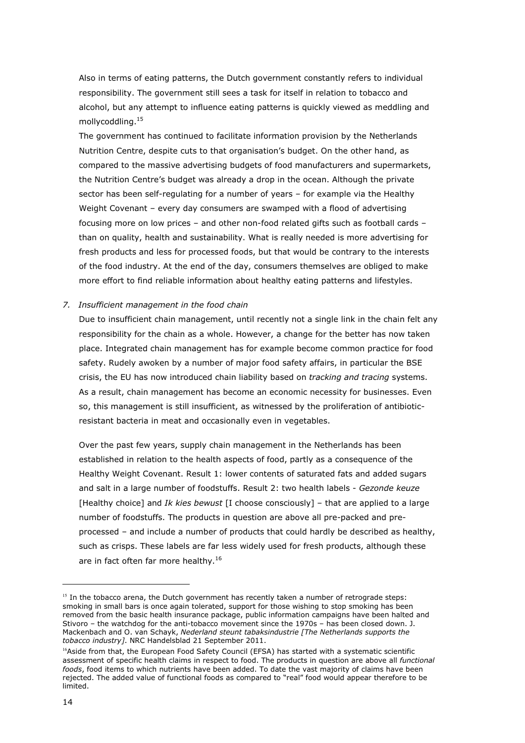Also in terms of eating patterns, the Dutch government constantly refers to individual responsibility. The government still sees a task for itself in relation to tobacco and alcohol, but any attempt to influence eating patterns is quickly viewed as meddling and mollycoddling.[15]

The government has continued to facilitate information provision by the Netherlands Nutrition Centre, despite cuts to that organisation's budget. On the other hand, as compared to the massive advertising budgets of food manufacturers and supermarkets, the Nutrition Centre's budget was already a drop in the ocean. Although the private sector has been self-regulating for a number of years – for example via the Healthy Weight Covenant – every day consumers are swamped with a flood of advertising focusing more on low prices – and other non-food related gifts such as football cards – than on quality, health and sustainability. What is really needed is more advertising for fresh products and less for processed foods, but that would be contrary to the interests of the food industry. At the end of the day, consumers themselves are obliged to make more effort to find reliable information about healthy eating patterns and lifestyles.

*7. Insufficient management in the food chain*

Due to insufficient chain management, until recently not a single link in the chain felt any responsibility for the chain as a whole. However, a change for the better has now taken place. Integrated chain management has for example become common practice for food safety. Rudely awoken by a number of major food safety affairs, in particular the BSE crisis, the EU has now introduced chain liability based on *tracking and tracing* systems. As a result, chain management has become an economic necessity for businesses. Even so, this management is still insufficient, as witnessed by the proliferation of antibiotic-resistant bacteria in meat and occasionally even in vegetables.

Over the past few years, supply chain management in the Netherlands has been established in relation to the health aspects of food, partly as a consequence of the Healthy Weight Covenant. Result 1: lower contents of saturated fats and added sugars and salt in a large number of foodstuffs. Result 2: two health labels - *Gezonde keuze* [Healthy choice] and *Ik kies bewust* [I choose consciously] – that are applied to a large number of foodstuffs. The products in question are above all pre-packed and pre-processed – and include a number of products that could hardly be described as healthy, such as crisps. These labels are far less widely used for fresh products, although these are in fact often far more healthy.[16]

---

[15] In the tobacco arena, the Dutch government has recently taken a number of retrograde steps: smoking in small bars is once again tolerated, support for those wishing to stop smoking has been removed from the basic health insurance package, public information campaigns have been halted and Stivoro – the watchdog for the anti-tobacco movement since the 1970s – has been closed down. J. Mackenbach and O. van Schayk, *Nederland steunt tabaksindustrie [The Netherlands supports the tobacco industry]*. NRC Handelsblad 21 September 2011.

[16] Aside from that, the European Food Safety Council (EFSA) has started with a systematic scientific assessment of specific health claims in respect to food. The products in question are above all *functional foods*, food items to which nutrients have been added. To date the vast majority of claims have been rejected. The added value of functional foods as compared to "real" food would appear therefore to be limited.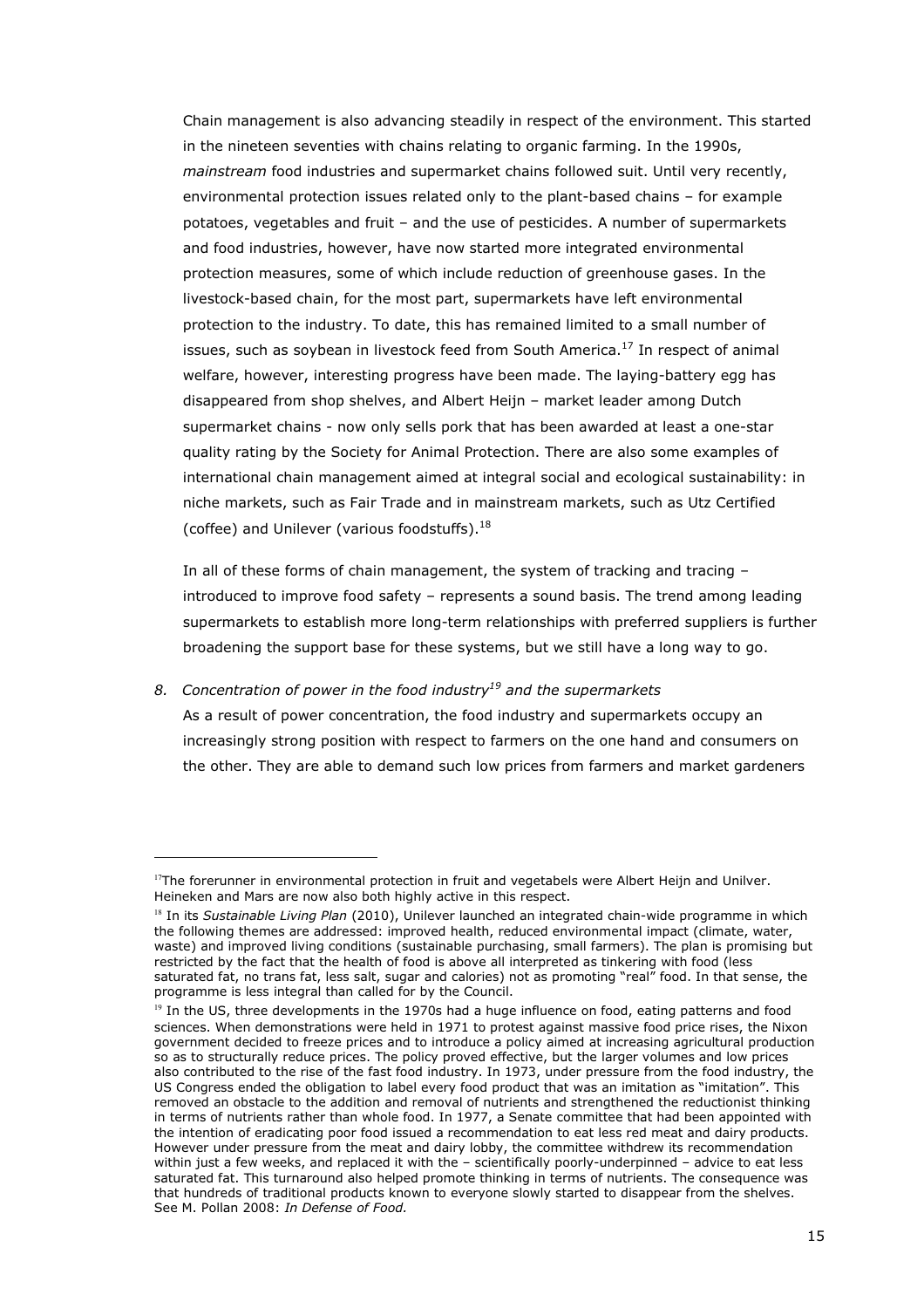Chain management is also advancing steadily in respect of the environment. This started in the nineteen seventies with chains relating to organic farming. In the 1990s, *mainstream* food industries and supermarket chains followed suit. Until very recently, environmental protection issues related only to the plant-based chains – for example potatoes, vegetables and fruit – and the use of pesticides. A number of supermarkets and food industries, however, have now started more integrated environmental protection measures, some of which include reduction of greenhouse gases. In the livestock-based chain, for the most part, supermarkets have left environmental protection to the industry. To date, this has remained limited to a small number of issues, such as soybean in livestock feed from South America.[17] In respect of animal welfare, however, interesting progress have been made. The laying-battery egg has disappeared from shop shelves, and Albert Heijn – market leader among Dutch supermarket chains - now only sells pork that has been awarded at least a one-star quality rating by the Society for Animal Protection. There are also some examples of international chain management aimed at integral social and ecological sustainability: in niche markets, such as Fair Trade and in mainstream markets, such as Utz Certified (coffee) and Unilever (various foodstuffs).[18]

In all of these forms of chain management, the system of tracking and tracing – introduced to improve food safety – represents a sound basis. The trend among leading supermarkets to establish more long-term relationships with preferred suppliers is further broadening the support base for these systems, but we still have a long way to go.

8. *Concentration of power in the food industry[19] and the supermarkets*

As a result of power concentration, the food industry and supermarkets occupy an increasingly strong position with respect to farmers on the one hand and consumers on the other. They are able to demand such low prices from farmers and market gardeners

---

[17] The forerunner in environmental protection in fruit and vegetabels were Albert Heijn and Unilver. Heineken and Mars are now also both highly active in this respect.

[18] In its *Sustainable Living Plan* (2010), Unilever launched an integrated chain-wide programme in which the following themes are addressed: improved health, reduced environmental impact (climate, water, waste) and improved living conditions (sustainable purchasing, small farmers). The plan is promising but restricted by the fact that the health of food is above all interpreted as tinkering with food (less saturated fat, no trans fat, less salt, sugar and calories) not as promoting "real" food. In that sense, the programme is less integral than called for by the Council.

[19] In the US, three developments in the 1970s had a huge influence on food, eating patterns and food sciences. When demonstrations were held in 1971 to protest against massive food price rises, the Nixon government decided to freeze prices and to introduce a policy aimed at increasing agricultural production so as to structurally reduce prices. The policy proved effective, but the larger volumes and low prices also contributed to the rise of the fast food industry. In 1973, under pressure from the food industry, the US Congress ended the obligation to label every food product that was an imitation as "imitation". This removed an obstacle to the addition and removal of nutrients and strengthened the reductionist thinking in terms of nutrients rather than whole food. In 1977, a Senate committee that had been appointed with the intention of eradicating poor food issued a recommendation to eat less red meat and dairy products. However under pressure from the meat and dairy lobby, the committee withdrew its recommendation within just a few weeks, and replaced it with the – scientifically poorly-underpinned – advice to eat less saturated fat. This turnaround also helped promote thinking in terms of nutrients. The consequence was that hundreds of traditional products known to everyone slowly started to disappear from the shelves. See M. Pollan 2008: *In Defense of Food.*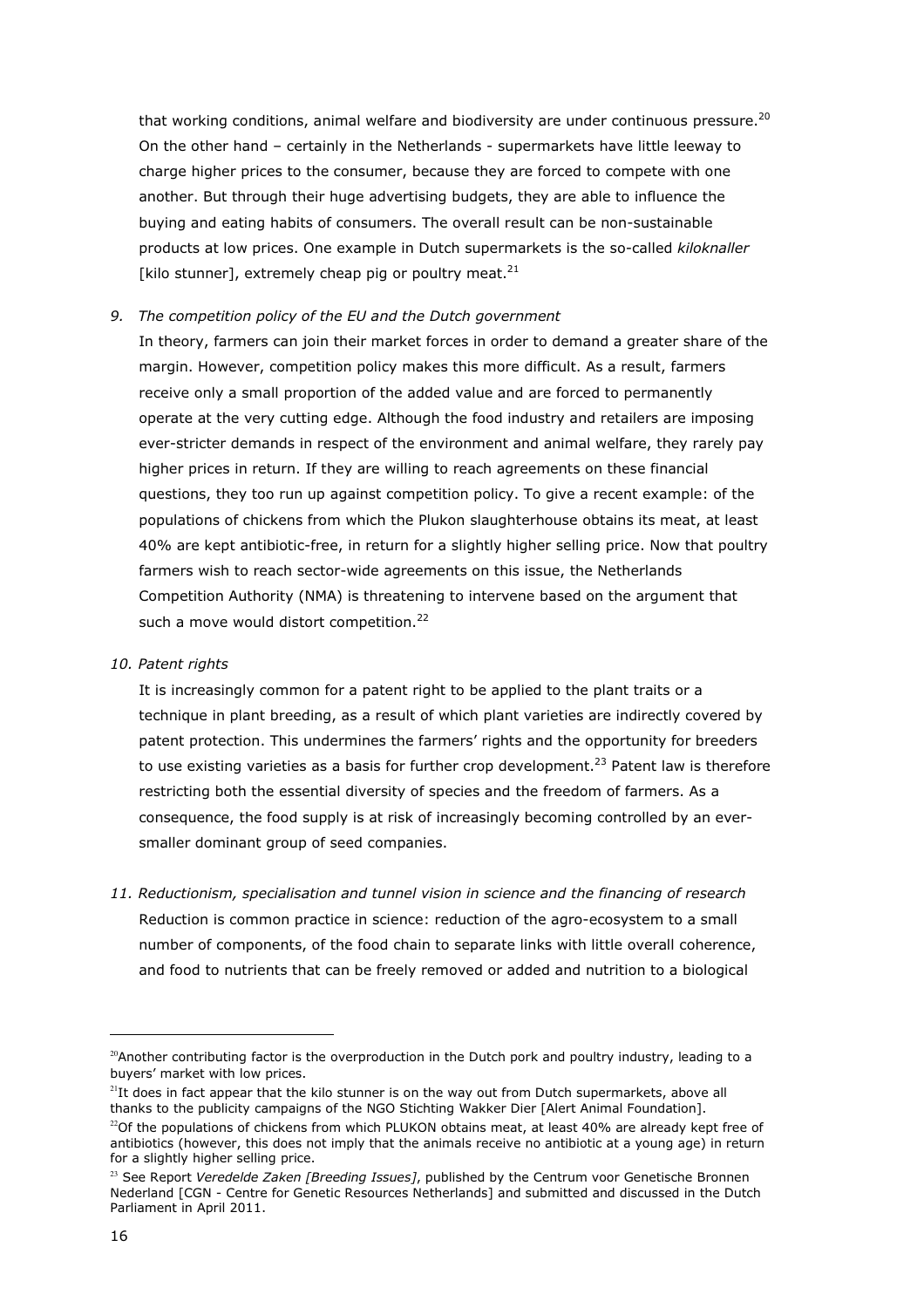that working conditions, animal welfare and biodiversity are under continuous pressure.[20] On the other hand – certainly in the Netherlands - supermarkets have little leeway to charge higher prices to the consumer, because they are forced to compete with one another. But through their huge advertising budgets, they are able to influence the buying and eating habits of consumers. The overall result can be non-sustainable products at low prices. One example in Dutch supermarkets is the so-called *kiloknaller* [kilo stunner], extremely cheap pig or poultry meat.[21]

*9. The competition policy of the EU and the Dutch government*

In theory, farmers can join their market forces in order to demand a greater share of the margin. However, competition policy makes this more difficult. As a result, farmers receive only a small proportion of the added value and are forced to permanently operate at the very cutting edge. Although the food industry and retailers are imposing ever-stricter demands in respect of the environment and animal welfare, they rarely pay higher prices in return. If they are willing to reach agreements on these financial questions, they too run up against competition policy. To give a recent example: of the populations of chickens from which the Plukon slaughterhouse obtains its meat, at least 40% are kept antibiotic-free, in return for a slightly higher selling price. Now that poultry farmers wish to reach sector-wide agreements on this issue, the Netherlands Competition Authority (NMA) is threatening to intervene based on the argument that such a move would distort competition.[22]

*10. Patent rights*

It is increasingly common for a patent right to be applied to the plant traits or a technique in plant breeding, as a result of which plant varieties are indirectly covered by patent protection. This undermines the farmers' rights and the opportunity for breeders to use existing varieties as a basis for further crop development.[23] Patent law is therefore restricting both the essential diversity of species and the freedom of farmers. As a consequence, the food supply is at risk of increasingly becoming controlled by an ever-smaller dominant group of seed companies.

*11. Reductionism, specialisation and tunnel vision in science and the financing of research*

Reduction is common practice in science: reduction of the agro-ecosystem to a small number of components, of the food chain to separate links with little overall coherence, and food to nutrients that can be freely removed or added and nutrition to a biological

---

[20] Another contributing factor is the overproduction in the Dutch pork and poultry industry, leading to a buyers' market with low prices.

[21] It does in fact appear that the kilo stunner is on the way out from Dutch supermarkets, above all thanks to the publicity campaigns of the NGO Stichting Wakker Dier [Alert Animal Foundation].

[22] Of the populations of chickens from which PLUKON obtains meat, at least 40% are already kept free of antibiotics (however, this does not imply that the animals receive no antibiotic at a young age) in return for a slightly higher selling price.

[23] See Report *Veredelde Zaken [Breeding Issues]*, published by the Centrum voor Genetische Bronnen Nederland [CGN - Centre for Genetic Resources Netherlands] and submitted and discussed in the Dutch Parliament in April 2011.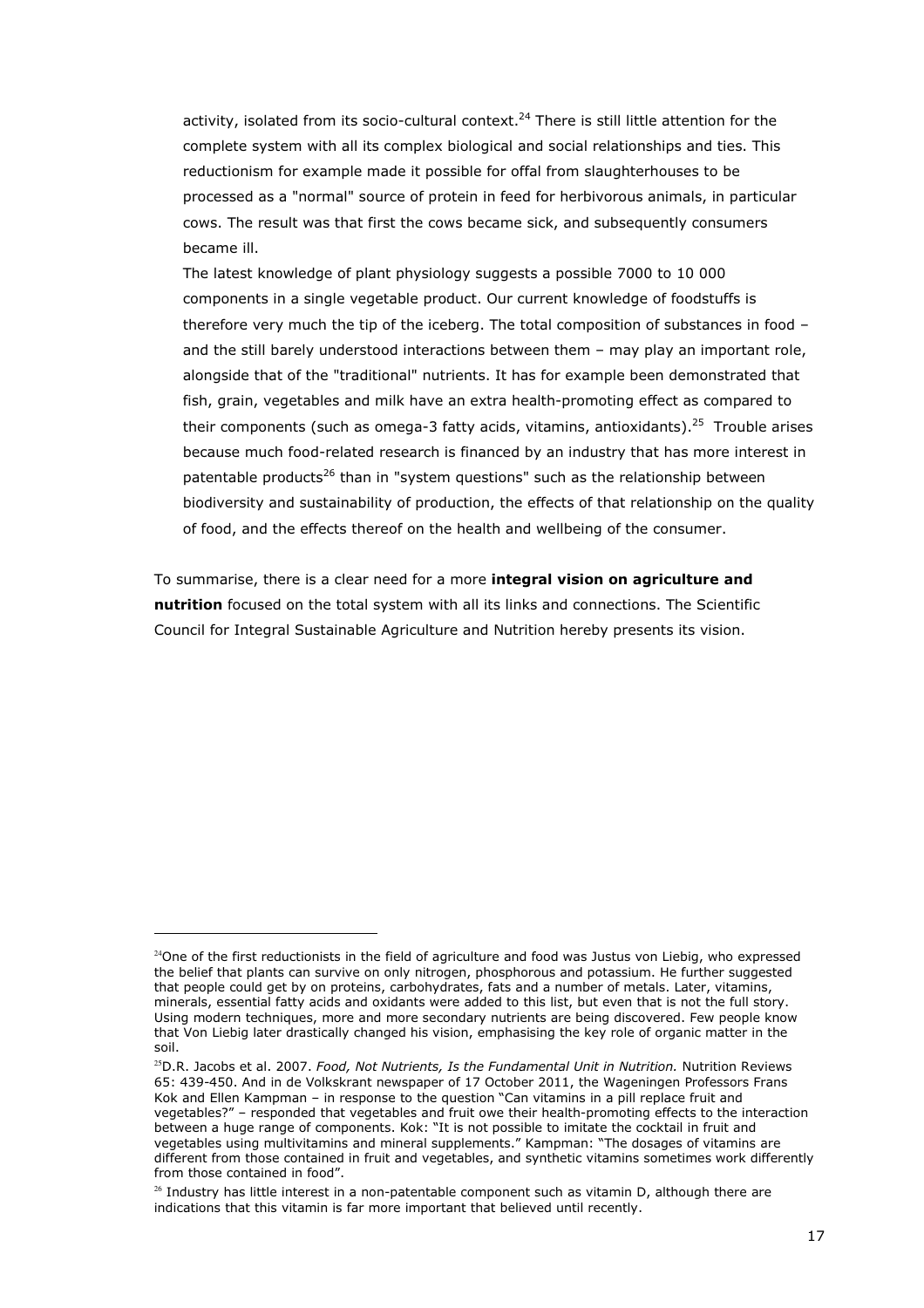activity, isolated from its socio-cultural context.[24] There is still little attention for the complete system with all its complex biological and social relationships and ties. This reductionism for example made it possible for offal from slaughterhouses to be processed as a "normal" source of protein in feed for herbivorous animals, in particular cows. The result was that first the cows became sick, and subsequently consumers became ill.

The latest knowledge of plant physiology suggests a possible 7000 to 10 000 components in a single vegetable product. Our current knowledge of foodstuffs is therefore very much the tip of the iceberg. The total composition of substances in food – and the still barely understood interactions between them – may play an important role, alongside that of the "traditional" nutrients. It has for example been demonstrated that fish, grain, vegetables and milk have an extra health-promoting effect as compared to their components (such as omega-3 fatty acids, vitamins, antioxidants).[25] Trouble arises because much food-related research is financed by an industry that has more interest in patentable products[26] than in "system questions" such as the relationship between biodiversity and sustainability of production, the effects of that relationship on the quality of food, and the effects thereof on the health and wellbeing of the consumer.

To summarise, there is a clear need for a more **integral vision on agriculture and nutrition** focused on the total system with all its links and connections. The Scientific Council for Integral Sustainable Agriculture and Nutrition hereby presents its vision.

---

[24]One of the first reductionists in the field of agriculture and food was Justus von Liebig, who expressed the belief that plants can survive on only nitrogen, phosphorous and potassium. He further suggested that people could get by on proteins, carbohydrates, fats and a number of metals. Later, vitamins, minerals, essential fatty acids and oxidants were added to this list, but even that is not the full story. Using modern techniques, more and more secondary nutrients are being discovered. Few people know that Von Liebig later drastically changed his vision, emphasising the key role of organic matter in the soil.

[25]D.R. Jacobs et al. 2007. *Food, Not Nutrients, Is the Fundamental Unit in Nutrition.* Nutrition Reviews 65: 439-450. And in de Volkskrant newspaper of 17 October 2011, the Wageningen Professors Frans Kok and Ellen Kampman – in response to the question "Can vitamins in a pill replace fruit and vegetables?" – responded that vegetables and fruit owe their health-promoting effects to the interaction between a huge range of components. Kok: "It is not possible to imitate the cocktail in fruit and vegetables using multivitamins and mineral supplements." Kampman: "The dosages of vitamins are different from those contained in fruit and vegetables, and synthetic vitamins sometimes work differently from those contained in food".

[26] Industry has little interest in a non-patentable component such as vitamin D, although there are indications that this vitamin is far more important that believed until recently.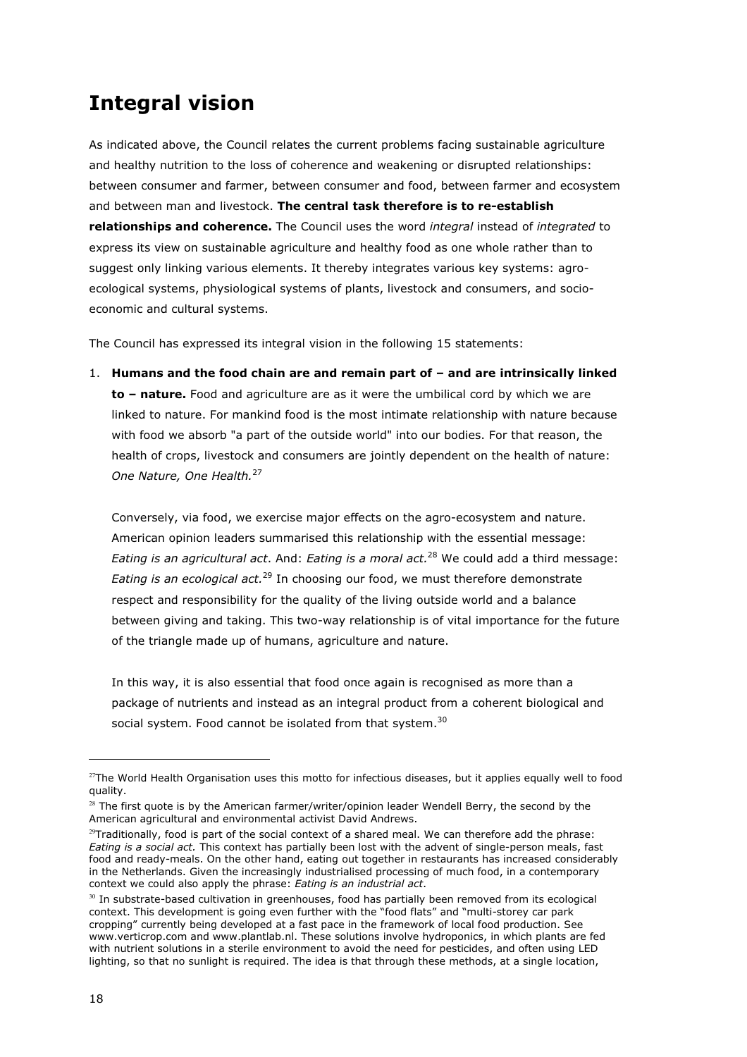# Integral vision

As indicated above, the Council relates the current problems facing sustainable agriculture and healthy nutrition to the loss of coherence and weakening or disrupted relationships: between consumer and farmer, between consumer and food, between farmer and ecosystem and between man and livestock. **The central task therefore is to re-establish relationships and coherence.** The Council uses the word *integral* instead of *integrated* to express its view on sustainable agriculture and healthy food as one whole rather than to suggest only linking various elements. It thereby integrates various key systems: agro-ecological systems, physiological systems of plants, livestock and consumers, and socio-economic and cultural systems.

The Council has expressed its integral vision in the following 15 statements:

1. **Humans and the food chain are and remain part of – and are intrinsically linked to – nature.** Food and agriculture are as it were the umbilical cord by which we are linked to nature. For mankind food is the most intimate relationship with nature because with food we absorb "a part of the outside world" into our bodies. For that reason, the health of crops, livestock and consumers are jointly dependent on the health of nature: *One Nature, One Health.*[27]

   Conversely, via food, we exercise major effects on the agro-ecosystem and nature. American opinion leaders summarised this relationship with the essential message: *Eating is an agricultural act*. And: *Eating is a moral act.*[28] We could add a third message: *Eating is an ecological act.*[29] In choosing our food, we must therefore demonstrate respect and responsibility for the quality of the living outside world and a balance between giving and taking. This two-way relationship is of vital importance for the future of the triangle made up of humans, agriculture and nature.

   In this way, it is also essential that food once again is recognised as more than a package of nutrients and instead as an integral product from a coherent biological and social system. Food cannot be isolated from that system.[30]

---

[27] The World Health Organisation uses this motto for infectious diseases, but it applies equally well to food quality.

[28] The first quote is by the American farmer/writer/opinion leader Wendell Berry, the second by the American agricultural and environmental activist David Andrews.

[29] Traditionally, food is part of the social context of a shared meal. We can therefore add the phrase: *Eating is a social act.* This context has partially been lost with the advent of single-person meals, fast food and ready-meals. On the other hand, eating out together in restaurants has increased considerably in the Netherlands. Given the increasingly industrialised processing of much food, in a contemporary context we could also apply the phrase: *Eating is an industrial act*.

[30] In substrate-based cultivation in greenhouses, food has partially been removed from its ecological context. This development is going even further with the "food flats" and "multi-storey car park cropping" currently being developed at a fast pace in the framework of local food production. See www.verticrop.com and www.plantlab.nl. These solutions involve hydroponics, in which plants are fed with nutrient solutions in a sterile environment to avoid the need for pesticides, and often using LED lighting, so that no sunlight is required. The idea is that through these methods, at a single location,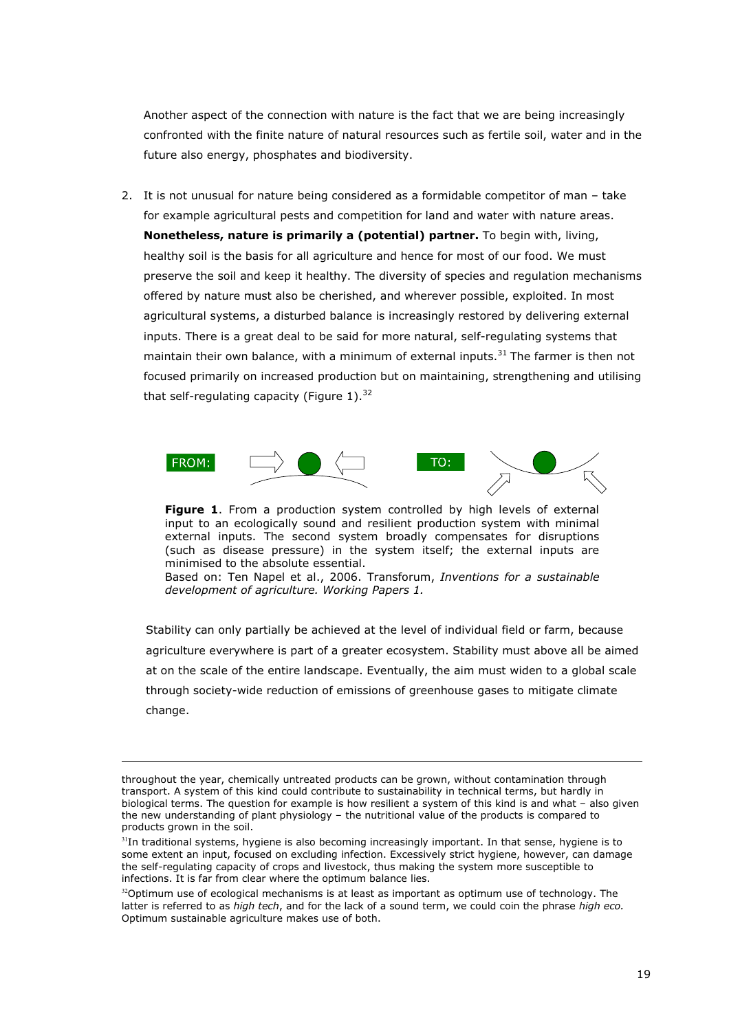Another aspect of the connection with nature is the fact that we are being increasingly confronted with the finite nature of natural resources such as fertile soil, water and in the future also energy, phosphates and biodiversity.

2. It is not unusual for nature being considered as a formidable competitor of man – take for example agricultural pests and competition for land and water with nature areas. **Nonetheless, nature is primarily a (potential) partner.** To begin with, living, healthy soil is the basis for all agriculture and hence for most of our food. We must preserve the soil and keep it healthy. The diversity of species and regulation mechanisms offered by nature must also be cherished, and wherever possible, exploited. In most agricultural systems, a disturbed balance is increasingly restored by delivering external inputs. There is a great deal to be said for more natural, self-regulating systems that maintain their own balance, with a minimum of external inputs.[31] The farmer is then not focused primarily on increased production but on maintaining, strengthening and utilising that self-regulating capacity (Figure 1).[32]

FROM: TO:

**Figure 1**. From a production system controlled by high levels of external input to an ecologically sound and resilient production system with minimal external inputs. The second system broadly compensates for disruptions (such as disease pressure) in the system itself; the external inputs are minimised to the absolute essential.
Based on: Ten Napel et al., 2006. Transforum, *Inventions for a sustainable development of agriculture. Working Papers 1.*

Stability can only partially be achieved at the level of individual field or farm, because agriculture everywhere is part of a greater ecosystem. Stability must above all be aimed at on the scale of the entire landscape. Eventually, the aim must widen to a global scale through society-wide reduction of emissions of greenhouse gases to mitigate climate change.

---

throughout the year, chemically untreated products can be grown, without contamination through transport. A system of this kind could contribute to sustainability in technical terms, but hardly in biological terms. The question for example is how resilient a system of this kind is and what – also given the new understanding of plant physiology – the nutritional value of the products is compared to products grown in the soil.

[31] In traditional systems, hygiene is also becoming increasingly important. In that sense, hygiene is to some extent an input, focused on excluding infection. Excessively strict hygiene, however, can damage the self-regulating capacity of crops and livestock, thus making the system more susceptible to infections. It is far from clear where the optimum balance lies.

[32] Optimum use of ecological mechanisms is at least as important as optimum use of technology. The latter is referred to as *high tech*, and for the lack of a sound term, we could coin the phrase *high eco.* Optimum sustainable agriculture makes use of both.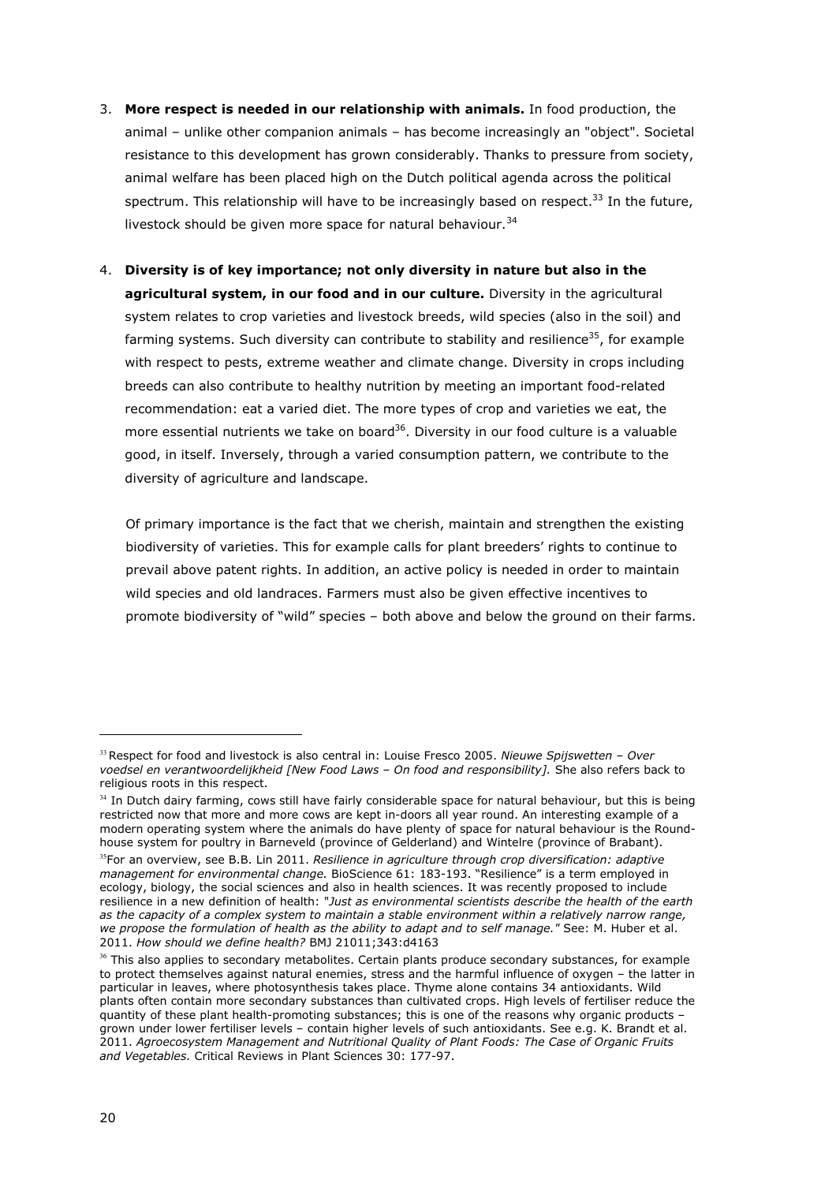3. **More respect is needed in our relationship with animals.** In food production, the animal – unlike other companion animals – has become increasingly an "object". Societal resistance to this development has grown considerably. Thanks to pressure from society, animal welfare has been placed high on the Dutch political agenda across the political spectrum. This relationship will have to be increasingly based on respect.[33] In the future, livestock should be given more space for natural behaviour.[34]

4. **Diversity is of key importance; not only diversity in nature but also in the agricultural system, in our food and in our culture.** Diversity in the agricultural system relates to crop varieties and livestock breeds, wild species (also in the soil) and farming systems. Such diversity can contribute to stability and resilience[35], for example with respect to pests, extreme weather and climate change. Diversity in crops including breeds can also contribute to healthy nutrition by meeting an important food-related recommendation: eat a varied diet. The more types of crop and varieties we eat, the more essential nutrients we take on board[36]. Diversity in our food culture is a valuable good, in itself. Inversely, through a varied consumption pattern, we contribute to the diversity of agriculture and landscape.

   Of primary importance is the fact that we cherish, maintain and strengthen the existing biodiversity of varieties. This for example calls for plant breeders' rights to continue to prevail above patent rights. In addition, an active policy is needed in order to maintain wild species and old landraces. Farmers must also be given effective incentives to promote biodiversity of "wild" species – both above and below the ground on their farms.

---

[33] Respect for food and livestock is also central in: Louise Fresco 2005. *Nieuwe Spijswetten – Over voedsel en verantwoordelijkheid [New Food Laws – On food and responsibility]*. She also refers back to religious roots in this respect.

[34] In Dutch dairy farming, cows still have fairly considerable space for natural behaviour, but this is being restricted now that more and more cows are kept in-doors all year round. An interesting example of a modern operating system where the animals do have plenty of space for natural behaviour is the Round-house system for poultry in Barneveld (province of Gelderland) and Wintelre (province of Brabant).

[35] For an overview, see B.B. Lin 2011. *Resilience in agriculture through crop diversification: adaptive management for environmental change.* BioScience 61: 183-193. "Resilience" is a term employed in ecology, biology, the social sciences and also in health sciences. It was recently proposed to include resilience in a new definition of health: *"Just as environmental scientists describe the health of the earth as the capacity of a complex system to maintain a stable environment within a relatively narrow range, we propose the formulation of health as the ability to adapt and to self manage."* See: M. Huber et al. 2011. *How should we define health?* BMJ 21011;343:d4163

[36] This also applies to secondary metabolites. Certain plants produce secondary substances, for example to protect themselves against natural enemies, stress and the harmful influence of oxygen – the latter in particular in leaves, where photosynthesis takes place. Thyme alone contains 34 antioxidants. Wild plants often contain more secondary substances than cultivated crops. High levels of fertiliser reduce the quantity of these plant health-promoting substances; this is one of the reasons why organic products – grown under lower fertiliser levels – contain higher levels of such antioxidants. See e.g. K. Brandt et al. 2011. *Agroecosystem Management and Nutritional Quality of Plant Foods: The Case of Organic Fruits and Vegetables.* Critical Reviews in Plant Sciences 30: 177-97.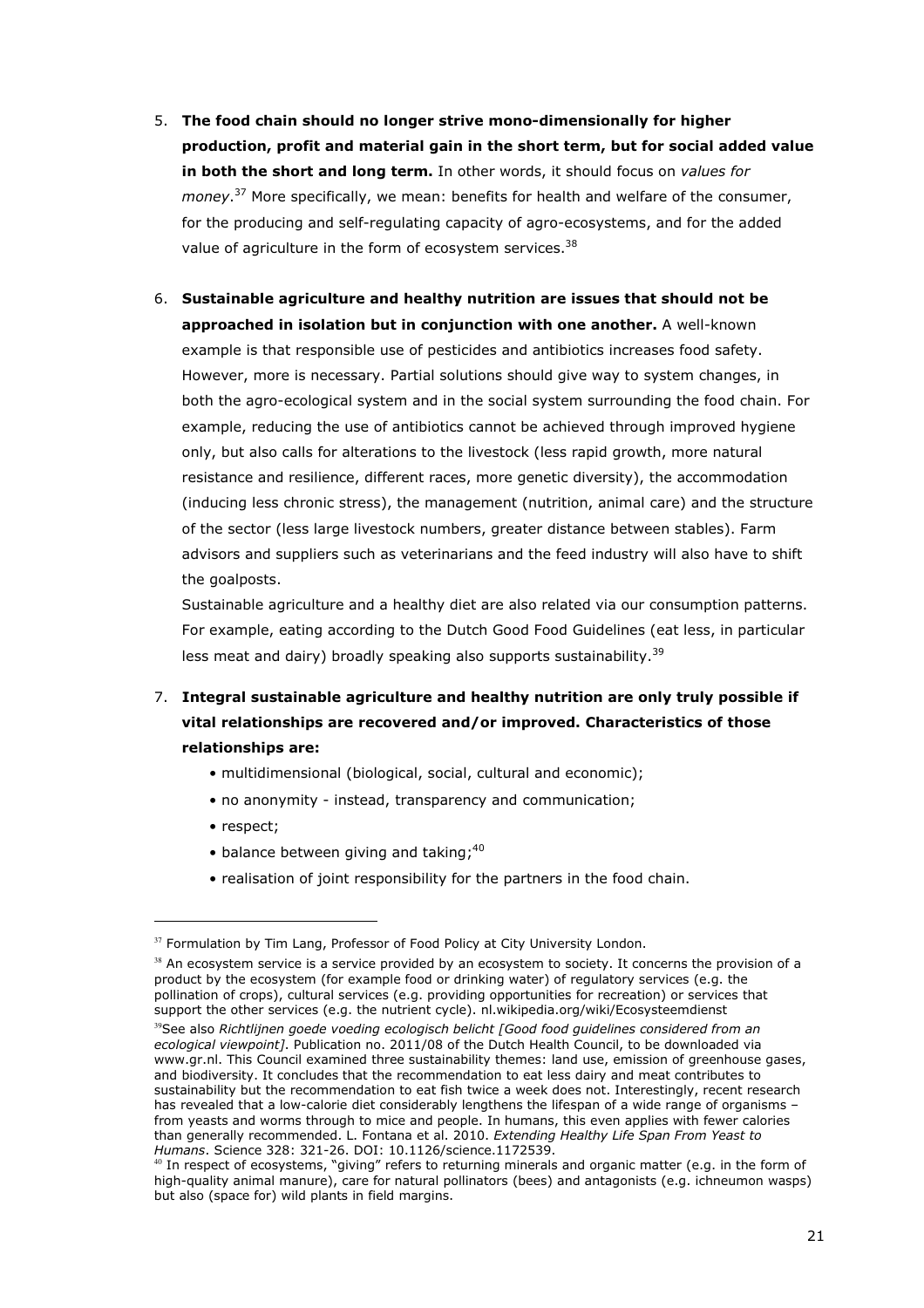5. **The food chain should no longer strive mono-dimensionally for higher production, profit and material gain in the short term, but for social added value in both the short and long term.** In other words, it should focus on *values for money*.[37] More specifically, we mean: benefits for health and welfare of the consumer, for the producing and self-regulating capacity of agro-ecosystems, and for the added value of agriculture in the form of ecosystem services.[38]

6. **Sustainable agriculture and healthy nutrition are issues that should not be approached in isolation but in conjunction with one another.** A well-known example is that responsible use of pesticides and antibiotics increases food safety. However, more is necessary. Partial solutions should give way to system changes, in both the agro-ecological system and in the social system surrounding the food chain. For example, reducing the use of antibiotics cannot be achieved through improved hygiene only, but also calls for alterations to the livestock (less rapid growth, more natural resistance and resilience, different races, more genetic diversity), the accommodation (inducing less chronic stress), the management (nutrition, animal care) and the structure of the sector (less large livestock numbers, greater distance between stables). Farm advisors and suppliers such as veterinarians and the feed industry will also have to shift the goalposts.

   Sustainable agriculture and a healthy diet are also related via our consumption patterns. For example, eating according to the Dutch Good Food Guidelines (eat less, in particular less meat and dairy) broadly speaking also supports sustainability.[39]

7. **Integral sustainable agriculture and healthy nutrition are only truly possible if vital relationships are recovered and/or improved. Characteristics of those relationships are:**
   - multidimensional (biological, social, cultural and economic);
   - no anonymity - instead, transparency and communication;
   - respect;
   - balance between giving and taking;[40]
   - realisation of joint responsibility for the partners in the food chain.

---

[37] Formulation by Tim Lang, Professor of Food Policy at City University London.

[38] An ecosystem service is a service provided by an ecosystem to society. It concerns the provision of a product by the ecosystem (for example food or drinking water) of regulatory services (e.g. the pollination of crops), cultural services (e.g. providing opportunities for recreation) or services that support the other services (e.g. the nutrient cycle). nl.wikipedia.org/wiki/Ecosysteemdienst

[39] See also *Richtlijnen goede voeding ecologisch belicht [Good food guidelines considered from an ecological viewpoint]*. Publication no. 2011/08 of the Dutch Health Council, to be downloaded via www.gr.nl. This Council examined three sustainability themes: land use, emission of greenhouse gases, and biodiversity. It concludes that the recommendation to eat less dairy and meat contributes to sustainability but the recommendation to eat fish twice a week does not. Interestingly, recent research has revealed that a low-calorie diet considerably lengthens the lifespan of a wide range of organisms – from yeasts and worms through to mice and people. In humans, this even applies with fewer calories than generally recommended. L. Fontana et al. 2010. *Extending Healthy Life Span From Yeast to Humans*. Science 328: 321-26. DOI: 10.1126/science.1172539.

[40] In respect of ecosystems, "giving" refers to returning minerals and organic matter (e.g. in the form of high-quality animal manure), care for natural pollinators (bees) and antagonists (e.g. ichneumon wasps) but also (space for) wild plants in field margins.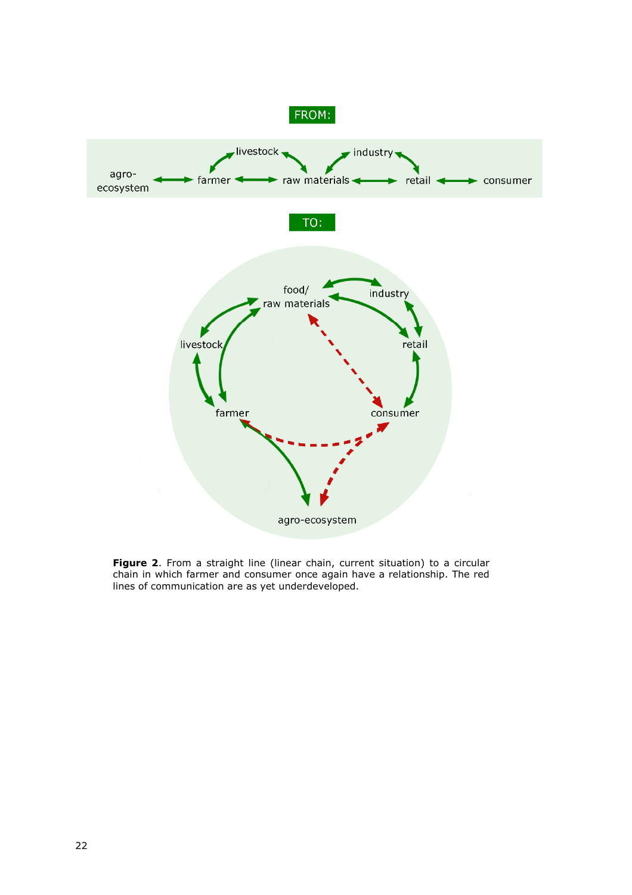FROM:

agro-ecosystem ↔ farmer ↔ raw materials ↔ retail ↔ consumer

livestock, industry

TO:

food/ raw materials, industry, livestock, retail, farmer, consumer, agro-ecosystem

**Figure 2**. From a straight line (linear chain, current situation) to a circular chain in which farmer and consumer once again have a relationship. The red lines of communication are as yet underdeveloped.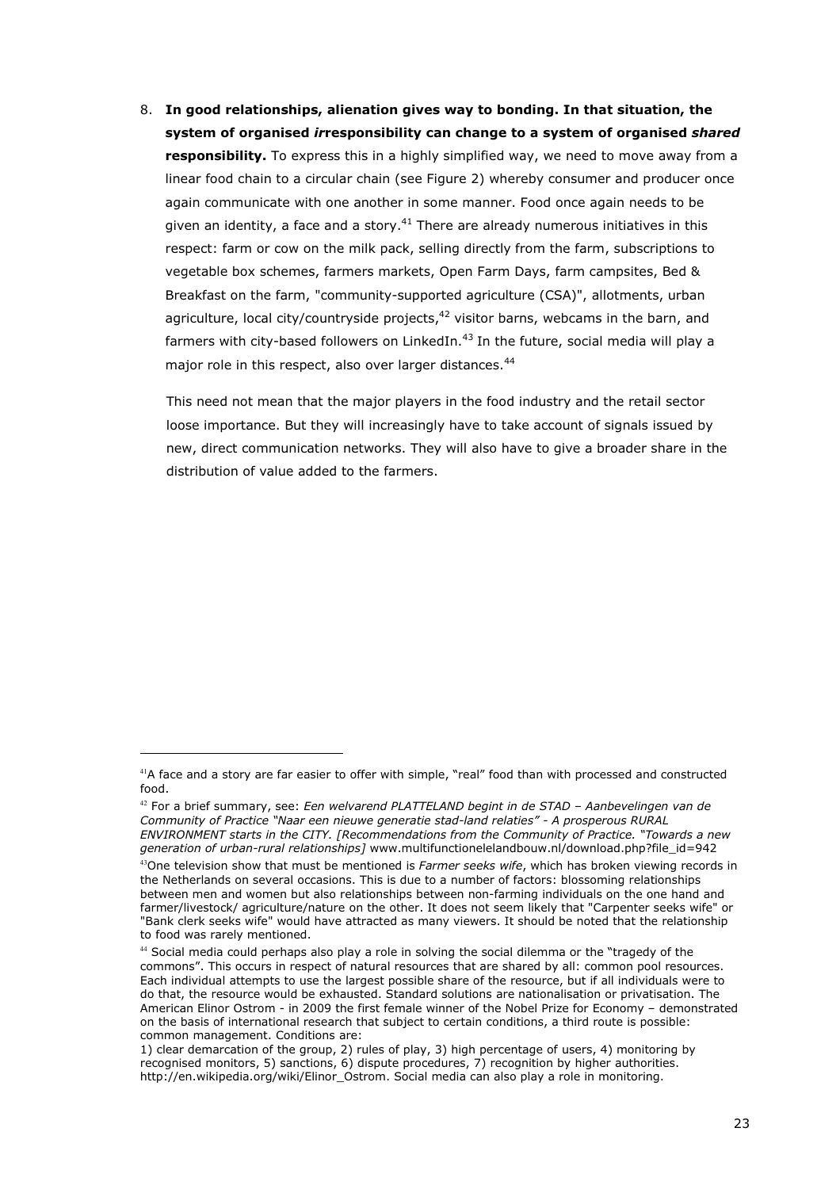8. **In good relationships, alienation gives way to bonding. In that situation, the system of organised *ir*responsibility can change to a system of organised *shared* responsibility.** To express this in a highly simplified way, we need to move away from a linear food chain to a circular chain (see Figure 2) whereby consumer and producer once again communicate with one another in some manner. Food once again needs to be given an identity, a face and a story.[41] There are already numerous initiatives in this respect: farm or cow on the milk pack, selling directly from the farm, subscriptions to vegetable box schemes, farmers markets, Open Farm Days, farm campsites, Bed & Breakfast on the farm, "community-supported agriculture (CSA)", allotments, urban agriculture, local city/countryside projects,[42] visitor barns, webcams in the barn, and farmers with city-based followers on LinkedIn.[43] In the future, social media will play a major role in this respect, also over larger distances.[44]

   This need not mean that the major players in the food industry and the retail sector loose importance. But they will increasingly have to take account of signals issued by new, direct communication networks. They will also have to give a broader share in the distribution of value added to the farmers.

---

[41] A face and a story are far easier to offer with simple, "real" food than with processed and constructed food.

[42] For a brief summary, see: *Een welvarend PLATTELAND begint in de STAD – Aanbevelingen van de Community of Practice "Naar een nieuwe generatie stad-land relaties" - A prosperous RURAL ENVIRONMENT starts in the CITY. [Recommendations from the Community of Practice. "Towards a new generation of urban-rural relationships]* www.multifunctionelelandbouw.nl/download.php?file_id=942

[43] One television show that must be mentioned is *Farmer seeks wife*, which has broken viewing records in the Netherlands on several occasions. This is due to a number of factors: blossoming relationships between men and women but also relationships between non-farming individuals on the one hand and farmer/livestock/ agriculture/nature on the other. It does not seem likely that "Carpenter seeks wife" or "Bank clerk seeks wife" would have attracted as many viewers. It should be noted that the relationship to food was rarely mentioned.

[44] Social media could perhaps also play a role in solving the social dilemma or the "tragedy of the commons". This occurs in respect of natural resources that are shared by all: common pool resources. Each individual attempts to use the largest possible share of the resource, but if all individuals were to do that, the resource would be exhausted. Standard solutions are nationalisation or privatisation. The American Elinor Ostrom - in 2009 the first female winner of the Nobel Prize for Economy – demonstrated on the basis of international research that subject to certain conditions, a third route is possible: common management. Conditions are:
1) clear demarcation of the group, 2) rules of play, 3) high percentage of users, 4) monitoring by recognised monitors, 5) sanctions, 6) dispute procedures, 7) recognition by higher authorities. http://en.wikipedia.org/wiki/Elinor_Ostrom. Social media can also play a role in monitoring.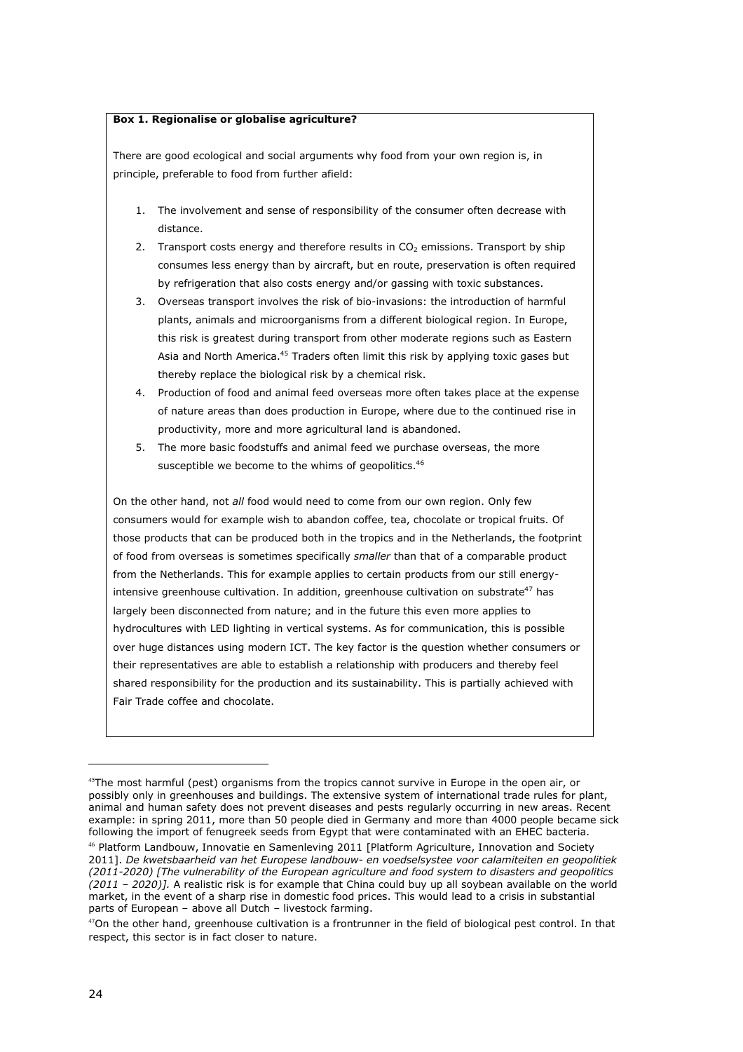**Box 1. Regionalise or globalise agriculture?**

There are good ecological and social arguments why food from your own region is, in principle, preferable to food from further afield:

1. The involvement and sense of responsibility of the consumer often decrease with distance.
2. Transport costs energy and therefore results in $CO_2$ emissions. Transport by ship consumes less energy than by aircraft, but en route, preservation is often required by refrigeration that also costs energy and/or gassing with toxic substances.
3. Overseas transport involves the risk of bio-invasions: the introduction of harmful plants, animals and microorganisms from a different biological region. In Europe, this risk is greatest during transport from other moderate regions such as Eastern Asia and North America.[45] Traders often limit this risk by applying toxic gases but thereby replace the biological risk by a chemical risk.
4. Production of food and animal feed overseas more often takes place at the expense of nature areas than does production in Europe, where due to the continued rise in productivity, more and more agricultural land is abandoned.
5. The more basic foodstuffs and animal feed we purchase overseas, the more susceptible we become to the whims of geopolitics.[46]

On the other hand, not *all* food would need to come from our own region. Only few consumers would for example wish to abandon coffee, tea, chocolate or tropical fruits. Of those products that can be produced both in the tropics and in the Netherlands, the footprint of food from overseas is sometimes specifically *smaller* than that of a comparable product from the Netherlands. This for example applies to certain products from our still energy-intensive greenhouse cultivation. In addition, greenhouse cultivation on substrate[47] has largely been disconnected from nature; and in the future this even more applies to hydrocultures with LED lighting in vertical systems. As for communication, this is possible over huge distances using modern ICT. The key factor is the question whether consumers or their representatives are able to establish a relationship with producers and thereby feel shared responsibility for the production and its sustainability. This is partially achieved with Fair Trade coffee and chocolate.

---

[45] The most harmful (pest) organisms from the tropics cannot survive in Europe in the open air, or possibly only in greenhouses and buildings. The extensive system of international trade rules for plant, animal and human safety does not prevent diseases and pests regularly occurring in new areas. Recent example: in spring 2011, more than 50 people died in Germany and more than 4000 people became sick following the import of fenugreek seeds from Egypt that were contaminated with an EHEC bacteria.

[46] Platform Landbouw, Innovatie en Samenleving 2011 [Platform Agriculture, Innovation and Society 2011]. *De kwetsbaarheid van het Europese landbouw- en voedselsystee voor calamiteiten en geopolitiek (2011-2020) [The vulnerability of the European agriculture and food system to disasters and geopolitics (2011 – 2020)].* A realistic risk is for example that China could buy up all soybean available on the world market, in the event of a sharp rise in domestic food prices. This would lead to a crisis in substantial parts of European – above all Dutch – livestock farming.

[47] On the other hand, greenhouse cultivation is a frontrunner in the field of biological pest control. In that respect, this sector is in fact closer to nature.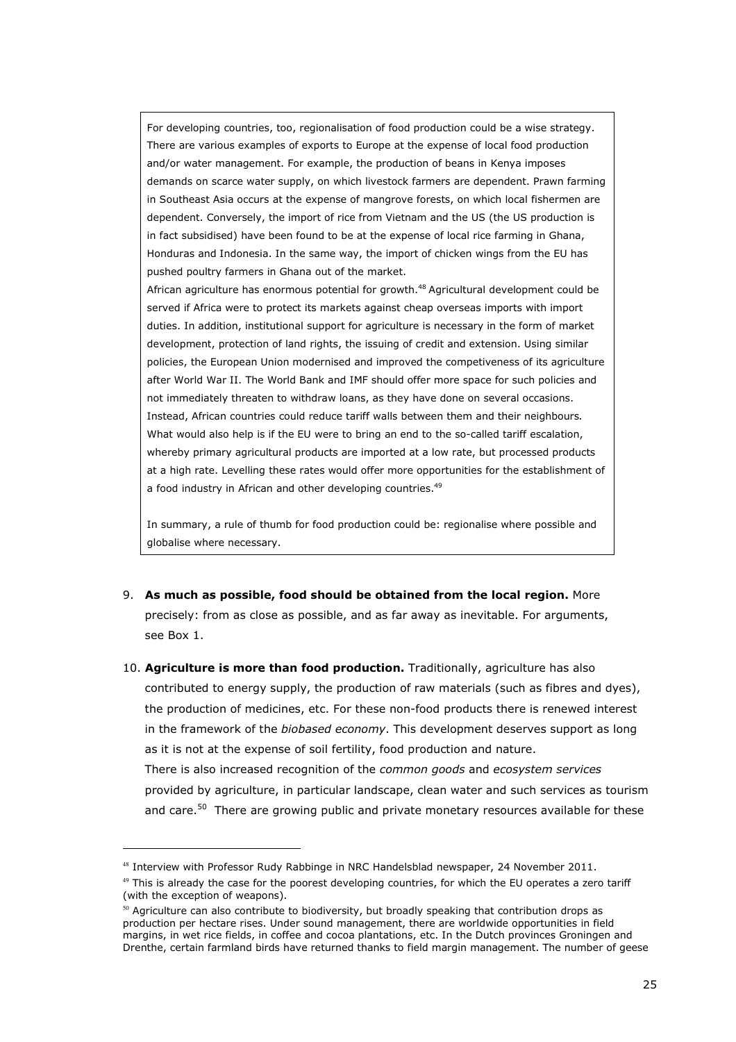For developing countries, too, regionalisation of food production could be a wise strategy. There are various examples of exports to Europe at the expense of local food production and/or water management. For example, the production of beans in Kenya imposes demands on scarce water supply, on which livestock farmers are dependent. Prawn farming in Southeast Asia occurs at the expense of mangrove forests, on which local fishermen are dependent. Conversely, the import of rice from Vietnam and the US (the US production is in fact subsidised) have been found to be at the expense of local rice farming in Ghana, Honduras and Indonesia. In the same way, the import of chicken wings from the EU has pushed poultry farmers in Ghana out of the market.

African agriculture has enormous potential for growth.[48] Agricultural development could be served if Africa were to protect its markets against cheap overseas imports with import duties. In addition, institutional support for agriculture is necessary in the form of market development, protection of land rights, the issuing of credit and extension. Using similar policies, the European Union modernised and improved the competiveness of its agriculture after World War II. The World Bank and IMF should offer more space for such policies and not immediately threaten to withdraw loans, as they have done on several occasions. Instead, African countries could reduce tariff walls between them and their neighbours. What would also help is if the EU were to bring an end to the so-called tariff escalation, whereby primary agricultural products are imported at a low rate, but processed products at a high rate. Levelling these rates would offer more opportunities for the establishment of a food industry in African and other developing countries.[49]

In summary, a rule of thumb for food production could be: regionalise where possible and globalise where necessary.

9. **As much as possible, food should be obtained from the local region.** More precisely: from as close as possible, and as far away as inevitable. For arguments, see Box 1.

10. **Agriculture is more than food production.** Traditionally, agriculture has also contributed to energy supply, the production of raw materials (such as fibres and dyes), the production of medicines, etc. For these non-food products there is renewed interest in the framework of the *biobased economy*. This development deserves support as long as it is not at the expense of soil fertility, food production and nature.
    There is also increased recognition of the *common goods* and *ecosystem services* provided by agriculture, in particular landscape, clean water and such services as tourism and care.[50] There are growing public and private monetary resources available for these

---

[48] Interview with Professor Rudy Rabbinge in NRC Handelsblad newspaper, 24 November 2011.

[49] This is already the case for the poorest developing countries, for which the EU operates a zero tariff (with the exception of weapons).

[50] Agriculture can also contribute to biodiversity, but broadly speaking that contribution drops as production per hectare rises. Under sound management, there are worldwide opportunities in field margins, in wet rice fields, in coffee and cocoa plantations, etc. In the Dutch provinces Groningen and Drenthe, certain farmland birds have returned thanks to field margin management. The number of geese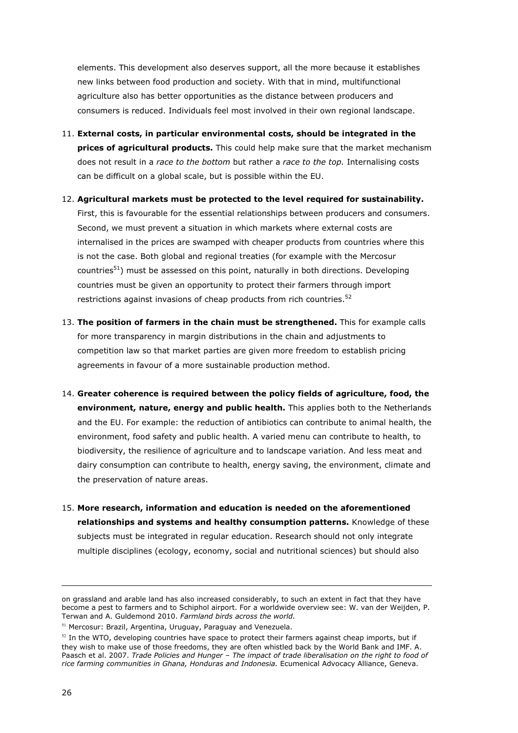elements. This development also deserves support, all the more because it establishes new links between food production and society. With that in mind, multifunctional agriculture also has better opportunities as the distance between producers and consumers is reduced. Individuals feel most involved in their own regional landscape.

11. **External costs, in particular environmental costs, should be integrated in the prices of agricultural products.** This could help make sure that the market mechanism does not result in a *race to the bottom* but rather a *race to the top.* Internalising costs can be difficult on a global scale, but is possible within the EU.

12. **Agricultural markets must be protected to the level required for sustainability.** First, this is favourable for the essential relationships between producers and consumers. Second, we must prevent a situation in which markets where external costs are internalised in the prices are swamped with cheaper products from countries where this is not the case. Both global and regional treaties (for example with the Mercosur countries[51]) must be assessed on this point, naturally in both directions. Developing countries must be given an opportunity to protect their farmers through import restrictions against invasions of cheap products from rich countries.[52]

13. **The position of farmers in the chain must be strengthened.** This for example calls for more transparency in margin distributions in the chain and adjustments to competition law so that market parties are given more freedom to establish pricing agreements in favour of a more sustainable production method.

14. **Greater coherence is required between the policy fields of agriculture, food, the environment, nature, energy and public health.** This applies both to the Netherlands and the EU. For example: the reduction of antibiotics can contribute to animal health, the environment, food safety and public health. A varied menu can contribute to health, to biodiversity, the resilience of agriculture and to landscape variation. And less meat and dairy consumption can contribute to health, energy saving, the environment, climate and the preservation of nature areas.

15. **More research, information and education is needed on the aforementioned relationships and systems and healthy consumption patterns.** Knowledge of these subjects must be integrated in regular education. Research should not only integrate multiple disciplines (ecology, economy, social and nutritional sciences) but should also

---

on grassland and arable land has also increased considerably, to such an extent in fact that they have become a pest to farmers and to Schiphol airport. For a worldwide overview see: W. van der Weijden, P. Terwan and A. Guldemond 2010. *Farmland birds across the world.*

[51] Mercosur: Brazil, Argentina, Uruguay, Paraguay and Venezuela.

[52] In the WTO, developing countries have space to protect their farmers against cheap imports, but if they wish to make use of those freedoms, they are often whistled back by the World Bank and IMF. A. Paasch et al. 2007. *Trade Policies and Hunger – The impact of trade liberalisation on the right to food of rice farming communities in Ghana, Honduras and Indonesia.* Ecumenical Advocacy Alliance, Geneva.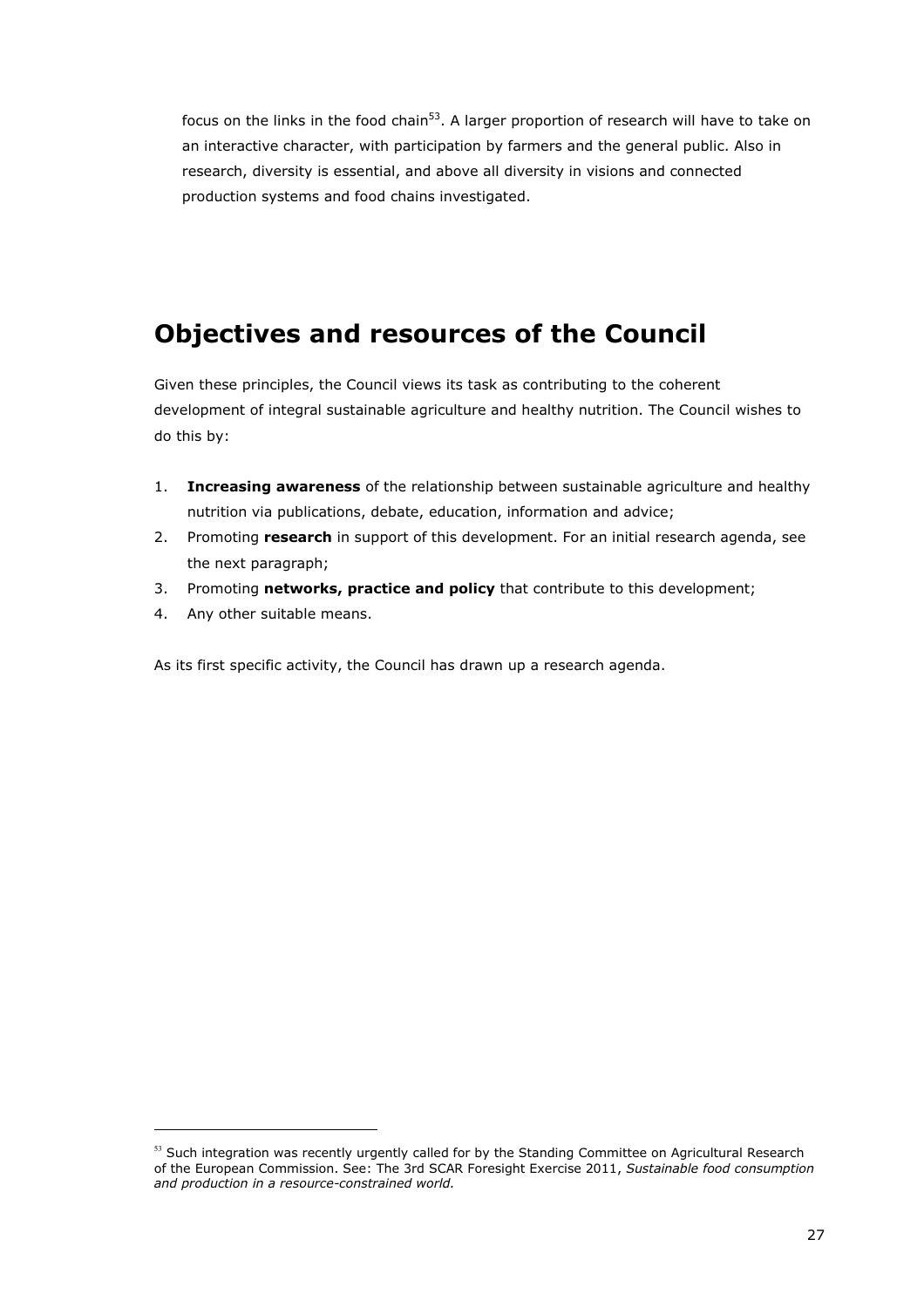focus on the links in the food chain[53]. A larger proportion of research will have to take on an interactive character, with participation by farmers and the general public. Also in research, diversity is essential, and above all diversity in visions and connected production systems and food chains investigated.

## Objectives and resources of the Council

Given these principles, the Council views its task as contributing to the coherent development of integral sustainable agriculture and healthy nutrition. The Council wishes to do this by:

1. **Increasing awareness** of the relationship between sustainable agriculture and healthy nutrition via publications, debate, education, information and advice;
2. Promoting **research** in support of this development. For an initial research agenda, see the next paragraph;
3. Promoting **networks, practice and policy** that contribute to this development;
4. Any other suitable means.

As its first specific activity, the Council has drawn up a research agenda.

[53] Such integration was recently urgently called for by the Standing Committee on Agricultural Research of the European Commission. See: The 3rd SCAR Foresight Exercise 2011, *Sustainable food consumption and production in a resource-constrained world.*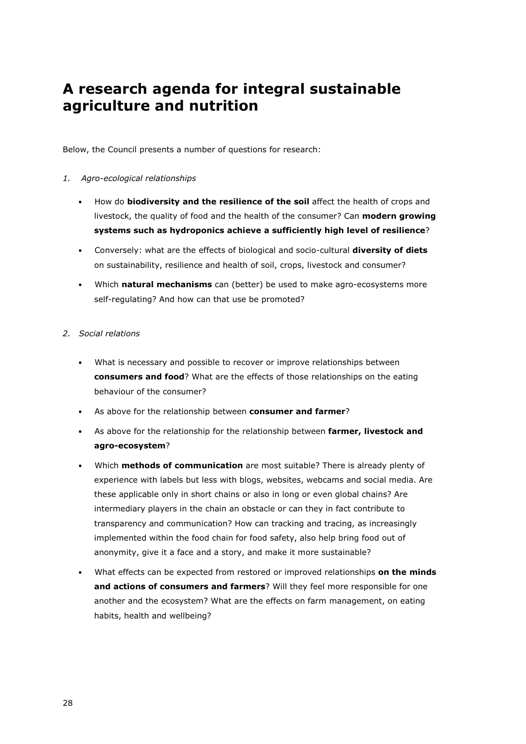# A research agenda for integral sustainable agriculture and nutrition

Below, the Council presents a number of questions for research:

1. *Agro-ecological relationships*

   - How do **biodiversity and the resilience of the soil** affect the health of crops and livestock, the quality of food and the health of the consumer? Can **modern growing systems such as hydroponics achieve a sufficiently high level of resilience**?
   - Conversely: what are the effects of biological and socio-cultural **diversity of diets** on sustainability, resilience and health of soil, crops, livestock and consumer?
   - Which **natural mechanisms** can (better) be used to make agro-ecosystems more self-regulating? And how can that use be promoted?

2. *Social relations*

   - What is necessary and possible to recover or improve relationships between **consumers and food**? What are the effects of those relationships on the eating behaviour of the consumer?
   - As above for the relationship between **consumer and farmer**?
   - As above for the relationship for the relationship between **farmer, livestock and agro-ecosystem**?
   - Which **methods of communication** are most suitable? There is already plenty of experience with labels but less with blogs, websites, webcams and social media. Are these applicable only in short chains or also in long or even global chains? Are intermediary players in the chain an obstacle or can they in fact contribute to transparency and communication? How can tracking and tracing, as increasingly implemented within the food chain for food safety, also help bring food out of anonymity, give it a face and a story, and make it more sustainable?
   - What effects can be expected from restored or improved relationships **on the minds and actions of consumers and farmers**? Will they feel more responsible for one another and the ecosystem? What are the effects on farm management, on eating habits, health and wellbeing?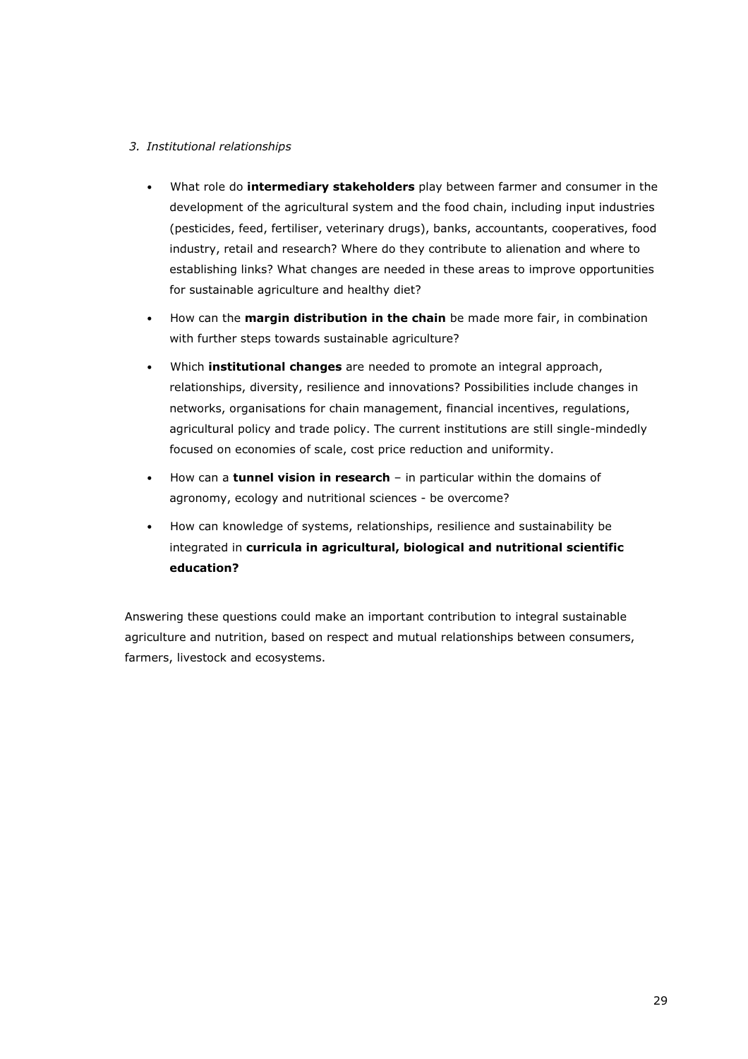*3. Institutional relationships*

- What role do **intermediary stakeholders** play between farmer and consumer in the development of the agricultural system and the food chain, including input industries (pesticides, feed, fertiliser, veterinary drugs), banks, accountants, cooperatives, food industry, retail and research? Where do they contribute to alienation and where to establishing links? What changes are needed in these areas to improve opportunities for sustainable agriculture and healthy diet?
- How can the **margin distribution in the chain** be made more fair, in combination with further steps towards sustainable agriculture?
- Which **institutional changes** are needed to promote an integral approach, relationships, diversity, resilience and innovations? Possibilities include changes in networks, organisations for chain management, financial incentives, regulations, agricultural policy and trade policy. The current institutions are still single-mindedly focused on economies of scale, cost price reduction and uniformity.
- How can a **tunnel vision in research** – in particular within the domains of agronomy, ecology and nutritional sciences - be overcome?
- How can knowledge of systems, relationships, resilience and sustainability be integrated in **curricula in agricultural, biological and nutritional scientific education?**

Answering these questions could make an important contribution to integral sustainable agriculture and nutrition, based on respect and mutual relationships between consumers, farmers, livestock and ecosystems.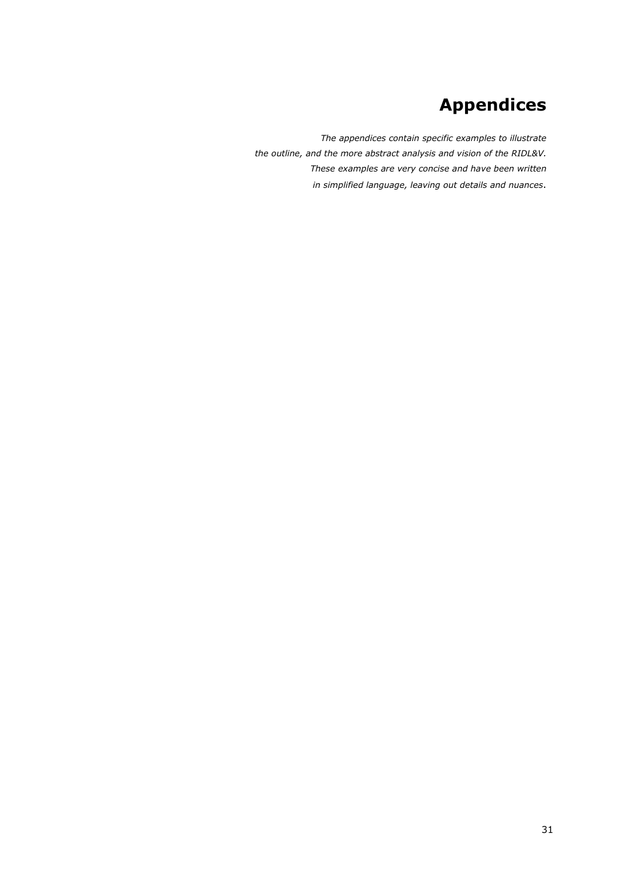# Appendices

*The appendices contain specific examples to illustrate the outline, and the more abstract analysis and vision of the RIDL&V. These examples are very concise and have been written in simplified language, leaving out details and nuances*.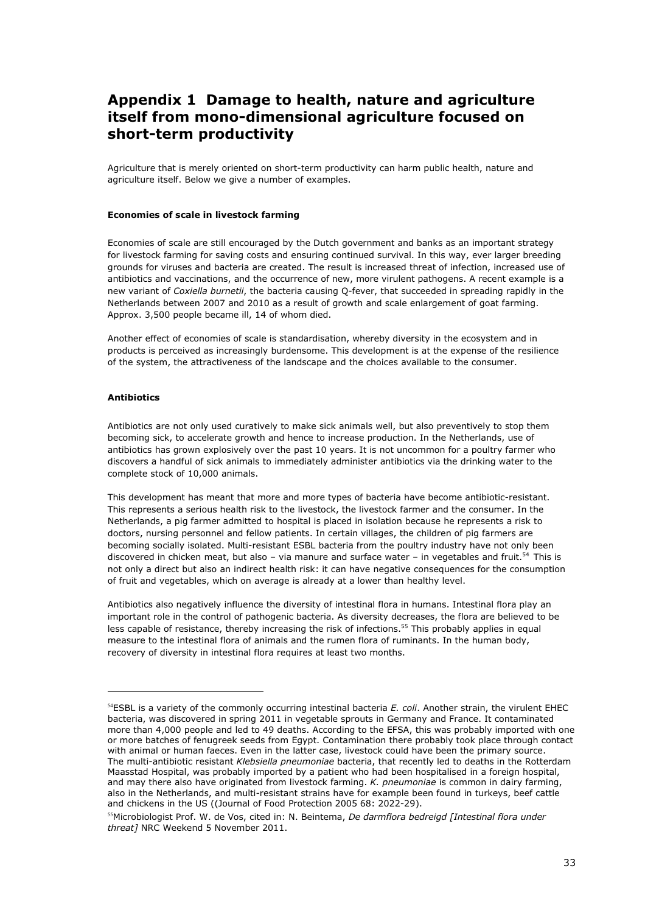# Appendix 1 Damage to health, nature and agriculture itself from mono-dimensional agriculture focused on short-term productivity

Agriculture that is merely oriented on short-term productivity can harm public health, nature and agriculture itself. Below we give a number of examples.

**Economies of scale in livestock farming**

Economies of scale are still encouraged by the Dutch government and banks as an important strategy for livestock farming for saving costs and ensuring continued survival. In this way, ever larger breeding grounds for viruses and bacteria are created. The result is increased threat of infection, increased use of antibiotics and vaccinations, and the occurrence of new, more virulent pathogens. A recent example is a new variant of *Coxiella burnetii*, the bacteria causing Q-fever, that succeeded in spreading rapidly in the Netherlands between 2007 and 2010 as a result of growth and scale enlargement of goat farming. Approx. 3,500 people became ill, 14 of whom died.

Another effect of economies of scale is standardisation, whereby diversity in the ecosystem and in products is perceived as increasingly burdensome. This development is at the expense of the resilience of the system, the attractiveness of the landscape and the choices available to the consumer.

**Antibiotics**

Antibiotics are not only used curatively to make sick animals well, but also preventively to stop them becoming sick, to accelerate growth and hence to increase production. In the Netherlands, use of antibiotics has grown explosively over the past 10 years. It is not uncommon for a poultry farmer who discovers a handful of sick animals to immediately administer antibiotics via the drinking water to the complete stock of 10,000 animals.

This development has meant that more and more types of bacteria have become antibiotic-resistant. This represents a serious health risk to the livestock, the livestock farmer and the consumer. In the Netherlands, a pig farmer admitted to hospital is placed in isolation because he represents a risk to doctors, nursing personnel and fellow patients. In certain villages, the children of pig farmers are becoming socially isolated. Multi-resistant ESBL bacteria from the poultry industry have not only been discovered in chicken meat, but also – via manure and surface water – in vegetables and fruit.[54] This is not only a direct but also an indirect health risk: it can have negative consequences for the consumption of fruit and vegetables, which on average is already at a lower than healthy level.

Antibiotics also negatively influence the diversity of intestinal flora in humans. Intestinal flora play an important role in the control of pathogenic bacteria. As diversity decreases, the flora are believed to be less capable of resistance, thereby increasing the risk of infections.[55] This probably applies in equal measure to the intestinal flora of animals and the rumen flora of ruminants. In the human body, recovery of diversity in intestinal flora requires at least two months.

---

[54] ESBL is a variety of the commonly occurring intestinal bacteria *E. coli*. Another strain, the virulent EHEC bacteria, was discovered in spring 2011 in vegetable sprouts in Germany and France. It contaminated more than 4,000 people and led to 49 deaths. According to the EFSA, this was probably imported with one or more batches of fenugreek seeds from Egypt. Contamination there probably took place through contact with animal or human faeces. Even in the latter case, livestock could have been the primary source. The multi-antibiotic resistant *Klebsiella pneumoniae* bacteria, that recently led to deaths in the Rotterdam Maasstad Hospital, was probably imported by a patient who had been hospitalised in a foreign hospital, and may there also have originated from livestock farming. *K. pneumoniae* is common in dairy farming, also in the Netherlands, and multi-resistant strains have for example been found in turkeys, beef cattle and chickens in the US ((Journal of Food Protection 2005 68: 2022-29).

[55] Microbiologist Prof. W. de Vos, cited in: N. Beintema, *De darmflora bedreigd [Intestinal flora under threat]* NRC Weekend 5 November 2011.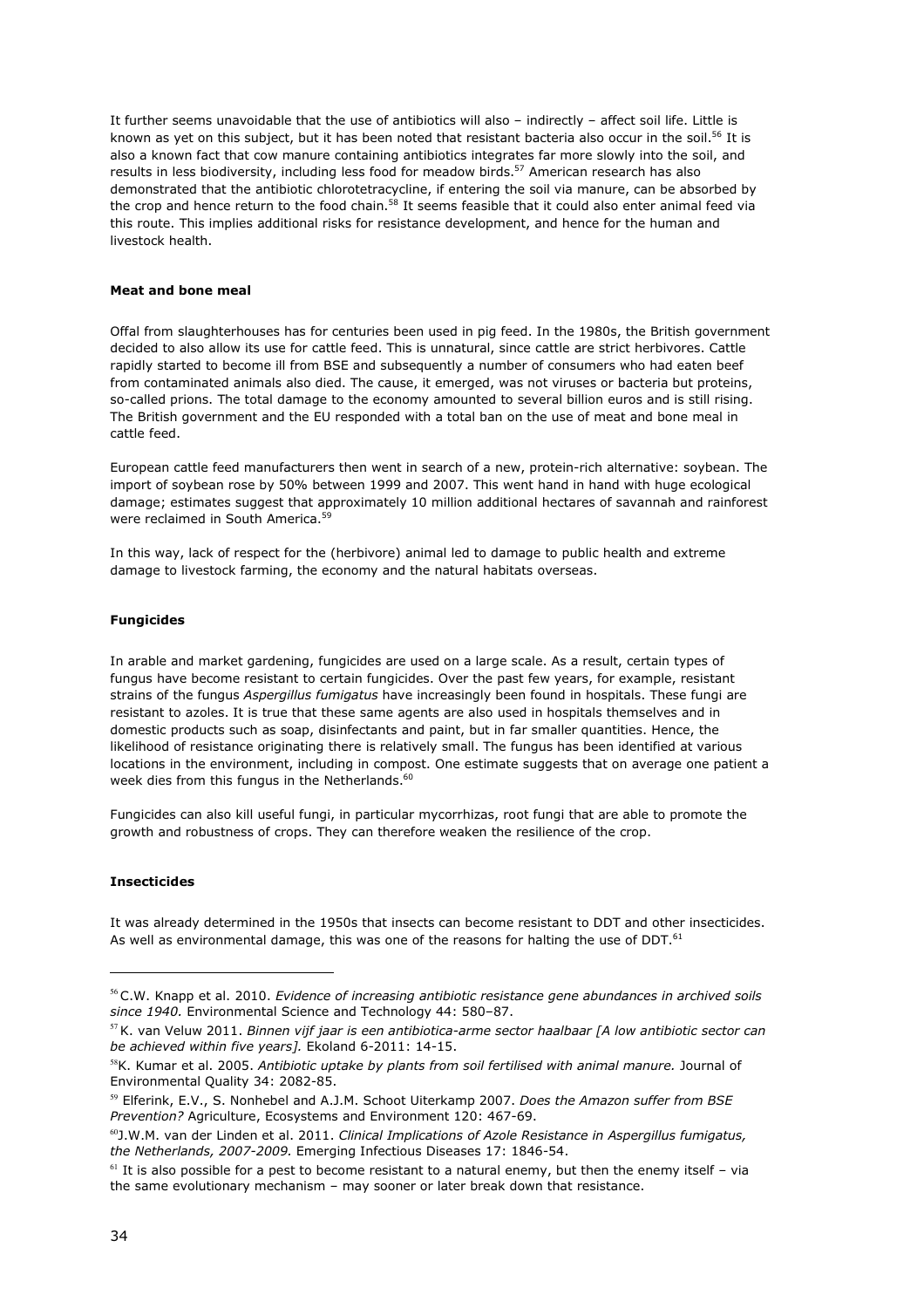It further seems unavoidable that the use of antibiotics will also – indirectly – affect soil life. Little is known as yet on this subject, but it has been noted that resistant bacteria also occur in the soil.[56] It is also a known fact that cow manure containing antibiotics integrates far more slowly into the soil, and results in less biodiversity, including less food for meadow birds.[57] American research has also demonstrated that the antibiotic chlorotetracycline, if entering the soil via manure, can be absorbed by the crop and hence return to the food chain.[58] It seems feasible that it could also enter animal feed via this route. This implies additional risks for resistance development, and hence for the human and livestock health.

**Meat and bone meal**

Offal from slaughterhouses has for centuries been used in pig feed. In the 1980s, the British government decided to also allow its use for cattle feed. This is unnatural, since cattle are strict herbivores. Cattle rapidly started to become ill from BSE and subsequently a number of consumers who had eaten beef from contaminated animals also died. The cause, it emerged, was not viruses or bacteria but proteins, so-called prions. The total damage to the economy amounted to several billion euros and is still rising. The British government and the EU responded with a total ban on the use of meat and bone meal in cattle feed.

European cattle feed manufacturers then went in search of a new, protein-rich alternative: soybean. The import of soybean rose by 50% between 1999 and 2007. This went hand in hand with huge ecological damage; estimates suggest that approximately 10 million additional hectares of savannah and rainforest were reclaimed in South America.[59]

In this way, lack of respect for the (herbivore) animal led to damage to public health and extreme damage to livestock farming, the economy and the natural habitats overseas.

**Fungicides**

In arable and market gardening, fungicides are used on a large scale. As a result, certain types of fungus have become resistant to certain fungicides. Over the past few years, for example, resistant strains of the fungus *Aspergillus fumigatus* have increasingly been found in hospitals. These fungi are resistant to azoles. It is true that these same agents are also used in hospitals themselves and in domestic products such as soap, disinfectants and paint, but in far smaller quantities. Hence, the likelihood of resistance originating there is relatively small. The fungus has been identified at various locations in the environment, including in compost. One estimate suggests that on average one patient a week dies from this fungus in the Netherlands.[60]

Fungicides can also kill useful fungi, in particular mycorrhizas, root fungi that are able to promote the growth and robustness of crops. They can therefore weaken the resilience of the crop.

**Insecticides**

It was already determined in the 1950s that insects can become resistant to DDT and other insecticides. As well as environmental damage, this was one of the reasons for halting the use of DDT.[61]

---

[56] C.W. Knapp et al. 2010. *Evidence of increasing antibiotic resistance gene abundances in archived soils since 1940.* Environmental Science and Technology 44: 580–87.

[57] K. van Veluw 2011. *Binnen vijf jaar is een antibiotica-arme sector haalbaar [A low antibiotic sector can be achieved within five years].* Ekoland 6-2011: 14-15.

[58] K. Kumar et al. 2005. *Antibiotic uptake by plants from soil fertilised with animal manure.* Journal of Environmental Quality 34: 2082-85.

[59] Elferink, E.V., S. Nonhebel and A.J.M. Schoot Uiterkamp 2007. *Does the Amazon suffer from BSE Prevention?* Agriculture, Ecosystems and Environment 120: 467-69.

[60] J.W.M. van der Linden et al. 2011. *Clinical Implications of Azole Resistance in Aspergillus fumigatus, the Netherlands, 2007-2009.* Emerging Infectious Diseases 17: 1846-54.

[61] It is also possible for a pest to become resistant to a natural enemy, but then the enemy itself – via the same evolutionary mechanism – may sooner or later break down that resistance.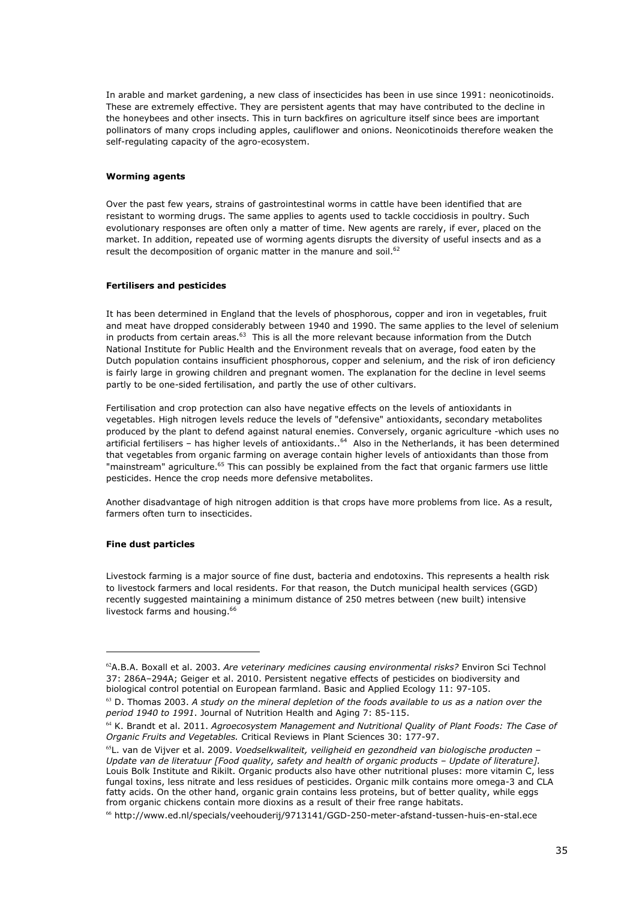In arable and market gardening, a new class of insecticides has been in use since 1991: neonicotinoids. These are extremely effective. They are persistent agents that may have contributed to the decline in the honeybees and other insects. This in turn backfires on agriculture itself since bees are important pollinators of many crops including apples, cauliflower and onions. Neonicotinoids therefore weaken the self-regulating capacity of the agro-ecosystem.

#### Worming agents

Over the past few years, strains of gastrointestinal worms in cattle have been identified that are resistant to worming drugs. The same applies to agents used to tackle coccidiosis in poultry. Such evolutionary responses are often only a matter of time. New agents are rarely, if ever, placed on the market. In addition, repeated use of worming agents disrupts the diversity of useful insects and as a result the decomposition of organic matter in the manure and soil.[62]

#### Fertilisers and pesticides

It has been determined in England that the levels of phosphorous, copper and iron in vegetables, fruit and meat have dropped considerably between 1940 and 1990. The same applies to the level of selenium in products from certain areas.[63] This is all the more relevant because information from the Dutch National Institute for Public Health and the Environment reveals that on average, food eaten by the Dutch population contains insufficient phosphorous, copper and selenium, and the risk of iron deficiency is fairly large in growing children and pregnant women. The explanation for the decline in level seems partly to be one-sided fertilisation, and partly the use of other cultivars.

Fertilisation and crop protection can also have negative effects on the levels of antioxidants in vegetables. High nitrogen levels reduce the levels of "defensive" antioxidants, secondary metabolites produced by the plant to defend against natural enemies. Conversely, organic agriculture -which uses no artificial fertilisers – has higher levels of antioxidants..[64] Also in the Netherlands, it has been determined that vegetables from organic farming on average contain higher levels of antioxidants than those from "mainstream" agriculture.[65] This can possibly be explained from the fact that organic farmers use little pesticides. Hence the crop needs more defensive metabolites.

Another disadvantage of high nitrogen addition is that crops have more problems from lice. As a result, farmers often turn to insecticides.

#### Fine dust particles

Livestock farming is a major source of fine dust, bacteria and endotoxins. This represents a health risk to livestock farmers and local residents. For that reason, the Dutch municipal health services (GGD) recently suggested maintaining a minimum distance of 250 metres between (new built) intensive livestock farms and housing.[66]

---

[62] A.B.A. Boxall et al. 2003. *Are veterinary medicines causing environmental risks?* Environ Sci Technol 37: 286A–294A; Geiger et al. 2010. Persistent negative effects of pesticides on biodiversity and biological control potential on European farmland. Basic and Applied Ecology 11: 97-105.

[63] D. Thomas 2003. *A study on the mineral depletion of the foods available to us as a nation over the period 1940 to 1991*. Journal of Nutrition Health and Aging 7: 85-115.

[64] K. Brandt et al. 2011. *Agroecosystem Management and Nutritional Quality of Plant Foods: The Case of Organic Fruits and Vegetables.* Critical Reviews in Plant Sciences 30: 177-97.

[65] L. van de Vijver et al. 2009. *Voedselkwaliteit, veiligheid en gezondheid van biologische producten – Update van de literatuur [Food quality, safety and health of organic products – Update of literature].* Louis Bolk Institute and Rikilt. Organic products also have other nutritional pluses: more vitamin C, less fungal toxins, less nitrate and less residues of pesticides. Organic milk contains more omega-3 and CLA fatty acids. On the other hand, organic grain contains less proteins, but of better quality, while eggs from organic chickens contain more dioxins as a result of their free range habitats.

[66] http://www.ed.nl/specials/veehouderij/9713141/GGD-250-meter-afstand-tussen-huis-en-stal.ece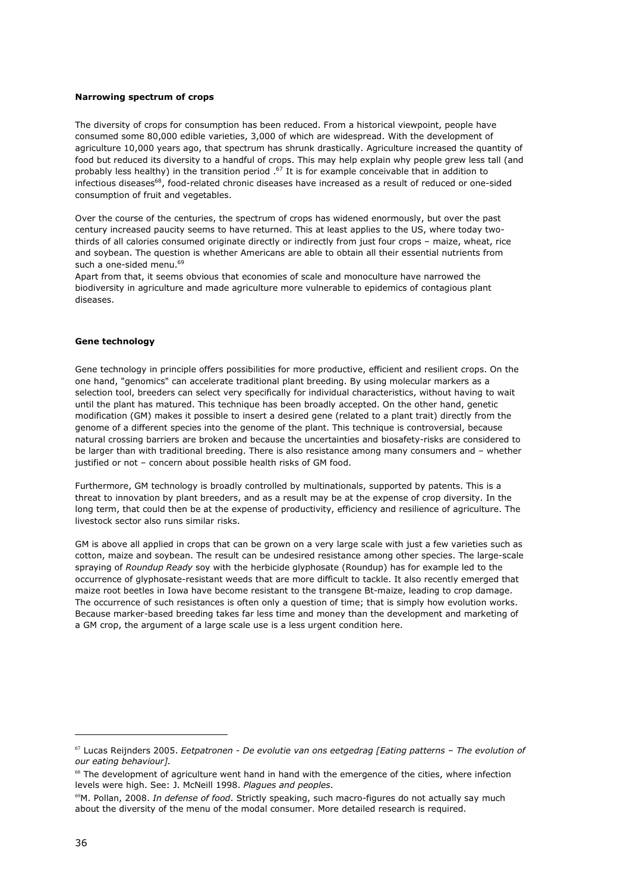**Narrowing spectrum of crops**

The diversity of crops for consumption has been reduced. From a historical viewpoint, people have consumed some 80,000 edible varieties, 3,000 of which are widespread. With the development of agriculture 10,000 years ago, that spectrum has shrunk drastically. Agriculture increased the quantity of food but reduced its diversity to a handful of crops. This may help explain why people grew less tall (and probably less healthy) in the transition period .[67] It is for example conceivable that in addition to infectious diseases[68], food-related chronic diseases have increased as a result of reduced or one-sided consumption of fruit and vegetables.

Over the course of the centuries, the spectrum of crops has widened enormously, but over the past century increased paucity seems to have returned. This at least applies to the US, where today two-thirds of all calories consumed originate directly or indirectly from just four crops – maize, wheat, rice and soybean. The question is whether Americans are able to obtain all their essential nutrients from such a one-sided menu.[69]

Apart from that, it seems obvious that economies of scale and monoculture have narrowed the biodiversity in agriculture and made agriculture more vulnerable to epidemics of contagious plant diseases.

**Gene technology**

Gene technology in principle offers possibilities for more productive, efficient and resilient crops. On the one hand, "genomics" can accelerate traditional plant breeding. By using molecular markers as a selection tool, breeders can select very specifically for individual characteristics, without having to wait until the plant has matured. This technique has been broadly accepted. On the other hand, genetic modification (GM) makes it possible to insert a desired gene (related to a plant trait) directly from the genome of a different species into the genome of the plant. This technique is controversial, because natural crossing barriers are broken and because the uncertainties and biosafety-risks are considered to be larger than with traditional breeding. There is also resistance among many consumers and – whether justified or not – concern about possible health risks of GM food.

Furthermore, GM technology is broadly controlled by multinationals, supported by patents. This is a threat to innovation by plant breeders, and as a result may be at the expense of crop diversity. In the long term, that could then be at the expense of productivity, efficiency and resilience of agriculture. The livestock sector also runs similar risks.

GM is above all applied in crops that can be grown on a very large scale with just a few varieties such as cotton, maize and soybean. The result can be undesired resistance among other species. The large-scale spraying of *Roundup Ready* soy with the herbicide glyphosate (Roundup) has for example led to the occurrence of glyphosate-resistant weeds that are more difficult to tackle. It also recently emerged that maize root beetles in Iowa have become resistant to the transgene Bt-maize, leading to crop damage. The occurrence of such resistances is often only a question of time; that is simply how evolution works. Because marker-based breeding takes far less time and money than the development and marketing of a GM crop, the argument of a large scale use is a less urgent condition here.

---

[67] Lucas Reijnders 2005. *Eetpatronen - De evolutie van ons eetgedrag [Eating patterns – The evolution of our eating behaviour].*

[68] The development of agriculture went hand in hand with the emergence of the cities, where infection levels were high. See: J. McNeill 1998. *Plagues and peoples*.

[69] M. Pollan, 2008. *In defense of food*. Strictly speaking, such macro-figures do not actually say much about the diversity of the menu of the modal consumer. More detailed research is required.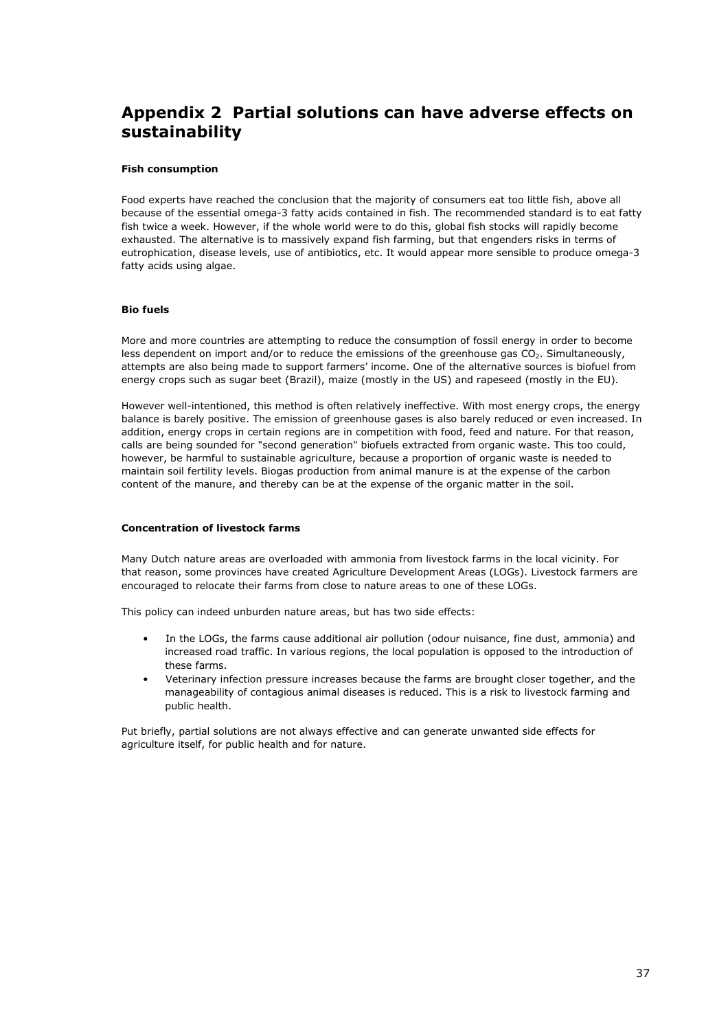# Appendix 2 Partial solutions can have adverse effects on sustainability

**Fish consumption**

Food experts have reached the conclusion that the majority of consumers eat too little fish, above all because of the essential omega-3 fatty acids contained in fish. The recommended standard is to eat fatty fish twice a week. However, if the whole world were to do this, global fish stocks will rapidly become exhausted. The alternative is to massively expand fish farming, but that engenders risks in terms of eutrophication, disease levels, use of antibiotics, etc. It would appear more sensible to produce omega-3 fatty acids using algae.

**Bio fuels**

More and more countries are attempting to reduce the consumption of fossil energy in order to become less dependent on import and/or to reduce the emissions of the greenhouse gas $CO_2$. Simultaneously, attempts are also being made to support farmers' income. One of the alternative sources is biofuel from energy crops such as sugar beet (Brazil), maize (mostly in the US) and rapeseed (mostly in the EU).

However well-intentioned, this method is often relatively ineffective. With most energy crops, the energy balance is barely positive. The emission of greenhouse gases is also barely reduced or even increased. In addition, energy crops in certain regions are in competition with food, feed and nature. For that reason, calls are being sounded for "second generation" biofuels extracted from organic waste. This too could, however, be harmful to sustainable agriculture, because a proportion of organic waste is needed to maintain soil fertility levels. Biogas production from animal manure is at the expense of the carbon content of the manure, and thereby can be at the expense of the organic matter in the soil.

**Concentration of livestock farms**

Many Dutch nature areas are overloaded with ammonia from livestock farms in the local vicinity. For that reason, some provinces have created Agriculture Development Areas (LOGs). Livestock farmers are encouraged to relocate their farms from close to nature areas to one of these LOGs.

This policy can indeed unburden nature areas, but has two side effects:

- In the LOGs, the farms cause additional air pollution (odour nuisance, fine dust, ammonia) and increased road traffic. In various regions, the local population is opposed to the introduction of these farms.
- Veterinary infection pressure increases because the farms are brought closer together, and the manageability of contagious animal diseases is reduced. This is a risk to livestock farming and public health.

Put briefly, partial solutions are not always effective and can generate unwanted side effects for agriculture itself, for public health and for nature.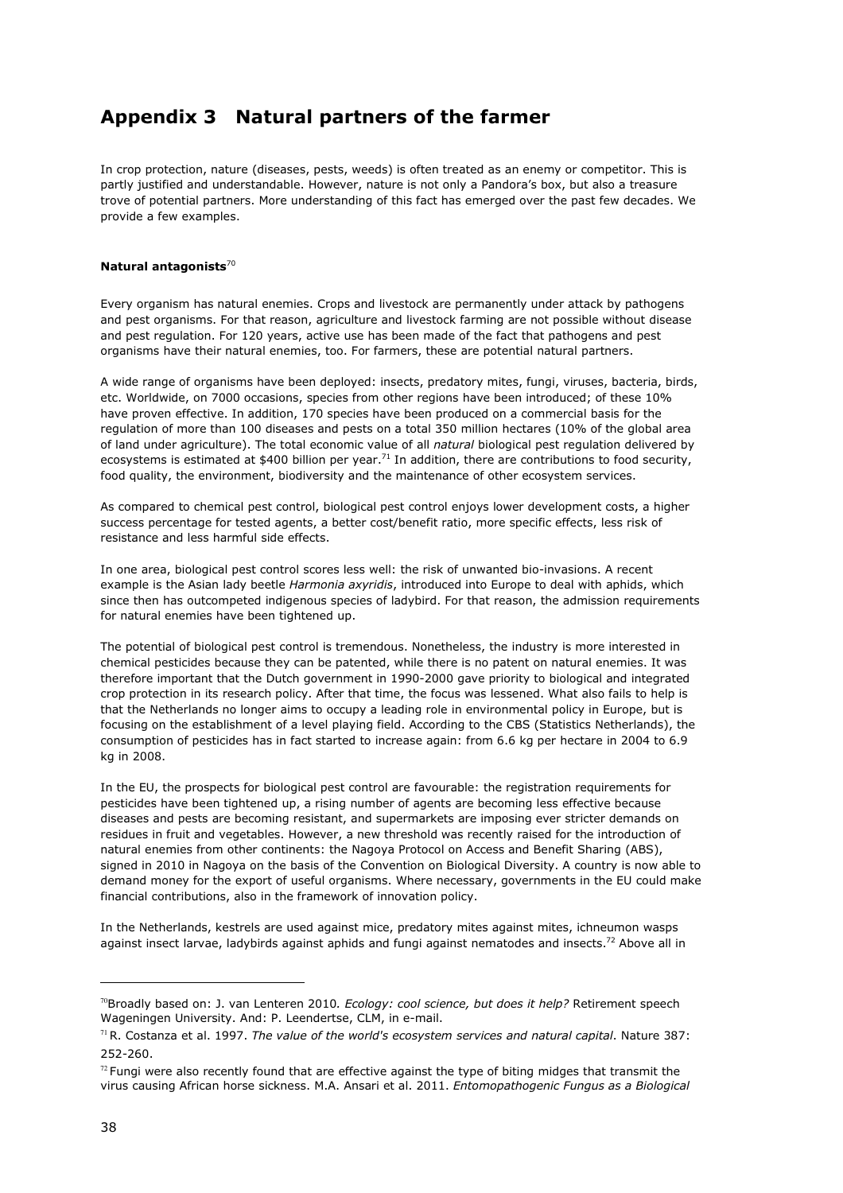# Appendix 3 Natural partners of the farmer

In crop protection, nature (diseases, pests, weeds) is often treated as an enemy or competitor. This is partly justified and understandable. However, nature is not only a Pandora's box, but also a treasure trove of potential partners. More understanding of this fact has emerged over the past few decades. We provide a few examples.

**Natural antagonists**[70]

Every organism has natural enemies. Crops and livestock are permanently under attack by pathogens and pest organisms. For that reason, agriculture and livestock farming are not possible without disease and pest regulation. For 120 years, active use has been made of the fact that pathogens and pest organisms have their natural enemies, too. For farmers, these are potential natural partners.

A wide range of organisms have been deployed: insects, predatory mites, fungi, viruses, bacteria, birds, etc. Worldwide, on 7000 occasions, species from other regions have been introduced; of these 10% have proven effective. In addition, 170 species have been produced on a commercial basis for the regulation of more than 100 diseases and pests on a total 350 million hectares (10% of the global area of land under agriculture). The total economic value of all *natural* biological pest regulation delivered by ecosystems is estimated at $400 billion per year.[71] In addition, there are contributions to food security, food quality, the environment, biodiversity and the maintenance of other ecosystem services.

As compared to chemical pest control, biological pest control enjoys lower development costs, a higher success percentage for tested agents, a better cost/benefit ratio, more specific effects, less risk of resistance and less harmful side effects.

In one area, biological pest control scores less well: the risk of unwanted bio-invasions. A recent example is the Asian lady beetle *Harmonia axyridis*, introduced into Europe to deal with aphids, which since then has outcompeted indigenous species of ladybird. For that reason, the admission requirements for natural enemies have been tightened up.

The potential of biological pest control is tremendous. Nonetheless, the industry is more interested in chemical pesticides because they can be patented, while there is no patent on natural enemies. It was therefore important that the Dutch government in 1990-2000 gave priority to biological and integrated crop protection in its research policy. After that time, the focus was lessened. What also fails to help is that the Netherlands no longer aims to occupy a leading role in environmental policy in Europe, but is focusing on the establishment of a level playing field. According to the CBS (Statistics Netherlands), the consumption of pesticides has in fact started to increase again: from 6.6 kg per hectare in 2004 to 6.9 kg in 2008.

In the EU, the prospects for biological pest control are favourable: the registration requirements for pesticides have been tightened up, a rising number of agents are becoming less effective because diseases and pests are becoming resistant, and supermarkets are imposing ever stricter demands on residues in fruit and vegetables. However, a new threshold was recently raised for the introduction of natural enemies from other continents: the Nagoya Protocol on Access and Benefit Sharing (ABS), signed in 2010 in Nagoya on the basis of the Convention on Biological Diversity. A country is now able to demand money for the export of useful organisms. Where necessary, governments in the EU could make financial contributions, also in the framework of innovation policy.

In the Netherlands, kestrels are used against mice, predatory mites against mites, ichneumon wasps against insect larvae, ladybirds against aphids and fungi against nematodes and insects.[72] Above all in

---

[70] Broadly based on: J. van Lenteren 2010. *Ecology: cool science, but does it help?* Retirement speech Wageningen University. And: P. Leendertse, CLM, in e-mail.

[71] R. Costanza et al. 1997. *The value of the world's ecosystem services and natural capital*. Nature 387: 252-260.

[72] Fungi were also recently found that are effective against the type of biting midges that transmit the virus causing African horse sickness. M.A. Ansari et al. 2011. *Entomopathogenic Fungus as a Biological*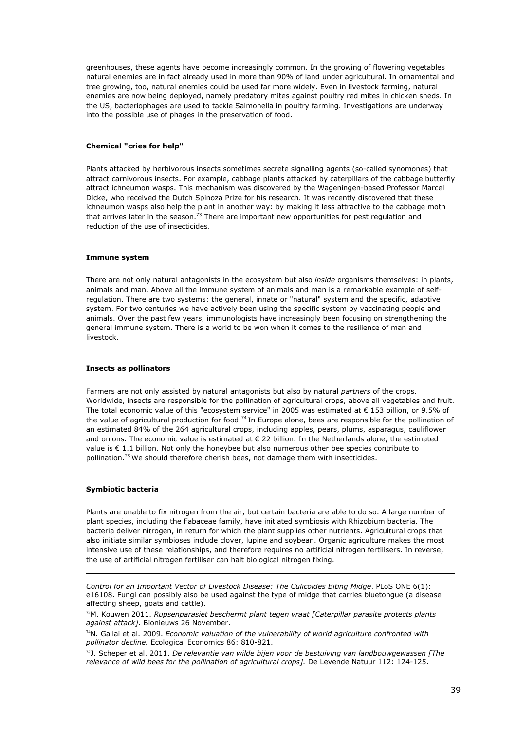greenhouses, these agents have become increasingly common. In the growing of flowering vegetables natural enemies are in fact already used in more than 90% of land under agricultural. In ornamental and tree growing, too, natural enemies could be used far more widely. Even in livestock farming, natural enemies are now being deployed, namely predatory mites against poultry red mites in chicken sheds. In the US, bacteriophages are used to tackle Salmonella in poultry farming. Investigations are underway into the possible use of phages in the preservation of food.

#### Chemical "cries for help"

Plants attacked by herbivorous insects sometimes secrete signalling agents (so-called synomones) that attract carnivorous insects. For example, cabbage plants attacked by caterpillars of the cabbage butterfly attract ichneumon wasps. This mechanism was discovered by the Wageningen-based Professor Marcel Dicke, who received the Dutch Spinoza Prize for his research. It was recently discovered that these ichneumon wasps also help the plant in another way: by making it less attractive to the cabbage moth that arrives later in the season.[73] There are important new opportunities for pest regulation and reduction of the use of insecticides.

#### Immune system

There are not only natural antagonists in the ecosystem but also *inside* organisms themselves: in plants, animals and man. Above all the immune system of animals and man is a remarkable example of self-regulation. There are two systems: the general, innate or "natural" system and the specific, adaptive system. For two centuries we have actively been using the specific system by vaccinating people and animals. Over the past few years, immunologists have increasingly been focusing on strengthening the general immune system. There is a world to be won when it comes to the resilience of man and livestock.

#### Insects as pollinators

Farmers are not only assisted by natural antagonists but also by natural *partners* of the crops. Worldwide, insects are responsible for the pollination of agricultural crops, above all vegetables and fruit. The total economic value of this "ecosystem service" in 2005 was estimated at € 153 billion, or 9.5% of the value of agricultural production for food.[74] In Europe alone, bees are responsible for the pollination of an estimated 84% of the 264 agricultural crops, including apples, pears, plums, asparagus, cauliflower and onions. The economic value is estimated at € 22 billion. In the Netherlands alone, the estimated value is € 1.1 billion. Not only the honeybee but also numerous other bee species contribute to pollination.[75] We should therefore cherish bees, not damage them with insecticides.

#### Symbiotic bacteria

Plants are unable to fix nitrogen from the air, but certain bacteria are able to do so. A large number of plant species, including the Fabaceae family, have initiated symbiosis with Rhizobium bacteria. The bacteria deliver nitrogen, in return for which the plant supplies other nutrients. Agricultural crops that also initiate similar symbioses include clover, lupine and soybean. Organic agriculture makes the most intensive use of these relationships, and therefore requires no artificial nitrogen fertilisers. In reverse, the use of artificial nitrogen fertiliser can halt biological nitrogen fixing.

---

*Control for an Important Vector of Livestock Disease: The Culicoides Biting Midge*. PLoS ONE 6(1): e16108. Fungi can possibly also be used against the type of midge that carries bluetongue (a disease affecting sheep, goats and cattle).

[73] M. Kouwen 2011. *Rupsenparasiet beschermt plant tegen vraat [Caterpillar parasite protects plants against attack].* Bionieuws 26 November.

[74] N. Gallai et al. 2009. *Economic valuation of the vulnerability of world agriculture confronted with pollinator decline.* Ecological Economics 86: 810-821.

[75] J. Scheper et al. 2011. *De relevantie van wilde bijen voor de bestuiving van landbouwgewassen [The relevance of wild bees for the pollination of agricultural crops].* De Levende Natuur 112: 124-125.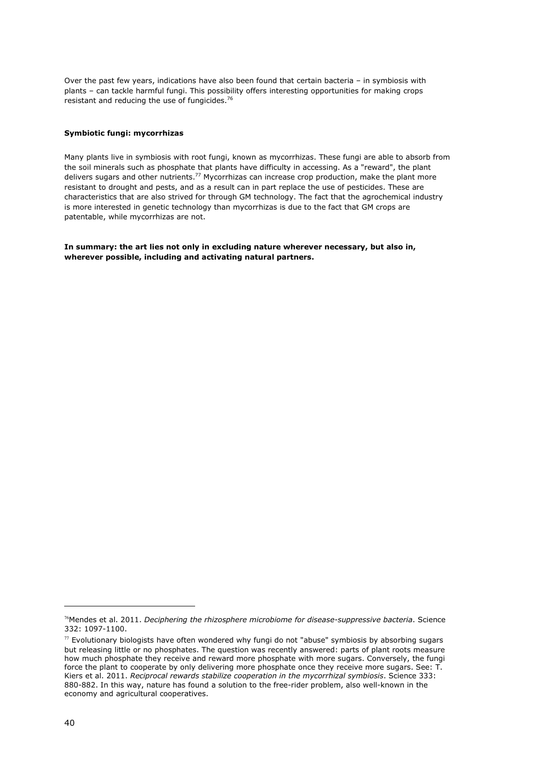Over the past few years, indications have also been found that certain bacteria – in symbiosis with plants – can tackle harmful fungi. This possibility offers interesting opportunities for making crops resistant and reducing the use of fungicides.[76]

#### Symbiotic fungi: mycorrhizas

Many plants live in symbiosis with root fungi, known as mycorrhizas. These fungi are able to absorb from the soil minerals such as phosphate that plants have difficulty in accessing. As a "reward", the plant delivers sugars and other nutrients.[77] Mycorrhizas can increase crop production, make the plant more resistant to drought and pests, and as a result can in part replace the use of pesticides. These are characteristics that are also strived for through GM technology. The fact that the agrochemical industry is more interested in genetic technology than mycorrhizas is due to the fact that GM crops are patentable, while mycorrhizas are not.

**In summary: the art lies not only in excluding nature wherever necessary, but also in, wherever possible, including and activating natural partners.**

---

[76] Mendes et al. 2011. *Deciphering the rhizosphere microbiome for disease-suppressive bacteria*. Science 332: 1097-1100.

[77] Evolutionary biologists have often wondered why fungi do not "abuse" symbiosis by absorbing sugars but releasing little or no phosphates. The question was recently answered: parts of plant roots measure how much phosphate they receive and reward more phosphate with more sugars. Conversely, the fungi force the plant to cooperate by only delivering more phosphate once they receive more sugars. See: T. Kiers et al. 2011. *Reciprocal rewards stabilize cooperation in the mycorrhizal symbiosis*. Science 333: 880-882. In this way, nature has found a solution to the free-rider problem, also well-known in the economy and agricultural cooperatives.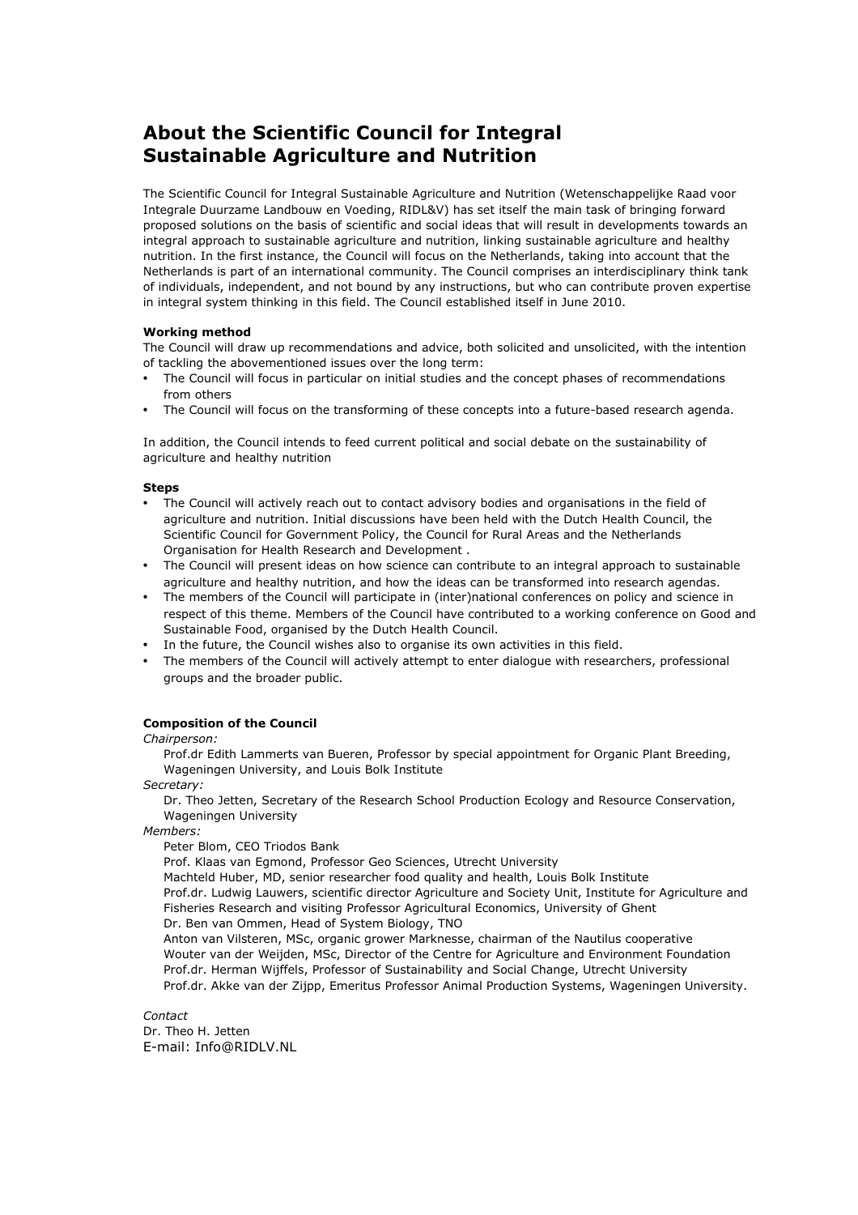# About the Scientific Council for Integral Sustainable Agriculture and Nutrition

The Scientific Council for Integral Sustainable Agriculture and Nutrition (Wetenschappelijke Raad voor Integrale Duurzame Landbouw en Voeding, RIDL&V) has set itself the main task of bringing forward proposed solutions on the basis of scientific and social ideas that will result in developments towards an integral approach to sustainable agriculture and nutrition, linking sustainable agriculture and healthy nutrition. In the first instance, the Council will focus on the Netherlands, taking into account that the Netherlands is part of an international community. The Council comprises an interdisciplinary think tank of individuals, independent, and not bound by any instructions, but who can contribute proven expertise in integral system thinking in this field. The Council established itself in June 2010.

**Working method**

The Council will draw up recommendations and advice, both solicited and unsolicited, with the intention of tackling the abovementioned issues over the long term:

- The Council will focus in particular on initial studies and the concept phases of recommendations from others
- The Council will focus on the transforming of these concepts into a future-based research agenda.

In addition, the Council intends to feed current political and social debate on the sustainability of agriculture and healthy nutrition

**Steps**

- The Council will actively reach out to contact advisory bodies and organisations in the field of agriculture and nutrition. Initial discussions have been held with the Dutch Health Council, the Scientific Council for Government Policy, the Council for Rural Areas and the Netherlands Organisation for Health Research and Development .
- The Council will present ideas on how science can contribute to an integral approach to sustainable agriculture and healthy nutrition, and how the ideas can be transformed into research agendas.
- The members of the Council will participate in (inter)national conferences on policy and science in respect of this theme. Members of the Council have contributed to a working conference on Good and Sustainable Food, organised by the Dutch Health Council.
- In the future, the Council wishes also to organise its own activities in this field.
- The members of the Council will actively attempt to enter dialogue with researchers, professional groups and the broader public.

**Composition of the Council**

*Chairperson:*

Prof.dr Edith Lammerts van Bueren, Professor by special appointment for Organic Plant Breeding, Wageningen University, and Louis Bolk Institute

*Secretary:*

Dr. Theo Jetten, Secretary of the Research School Production Ecology and Resource Conservation, Wageningen University

*Members:*

Peter Blom, CEO Triodos Bank
Prof. Klaas van Egmond, Professor Geo Sciences, Utrecht University
Machteld Huber, MD, senior researcher food quality and health, Louis Bolk Institute
Prof.dr. Ludwig Lauwers, scientific director Agriculture and Society Unit, Institute for Agriculture and Fisheries Research and visiting Professor Agricultural Economics, University of Ghent
Dr. Ben van Ommen, Head of System Biology, TNO
Anton van Vilsteren, MSc, organic grower Marknesse, chairman of the Nautilus cooperative
Wouter van der Weijden, MSc, Director of the Centre for Agriculture and Environment Foundation
Prof.dr. Herman Wijffels, Professor of Sustainability and Social Change, Utrecht University
Prof.dr. Akke van der Zijpp, Emeritus Professor Animal Production Systems, Wageningen University.

*Contact*

Dr. Theo H. Jetten
E-mail: Info@RIDLV.NL